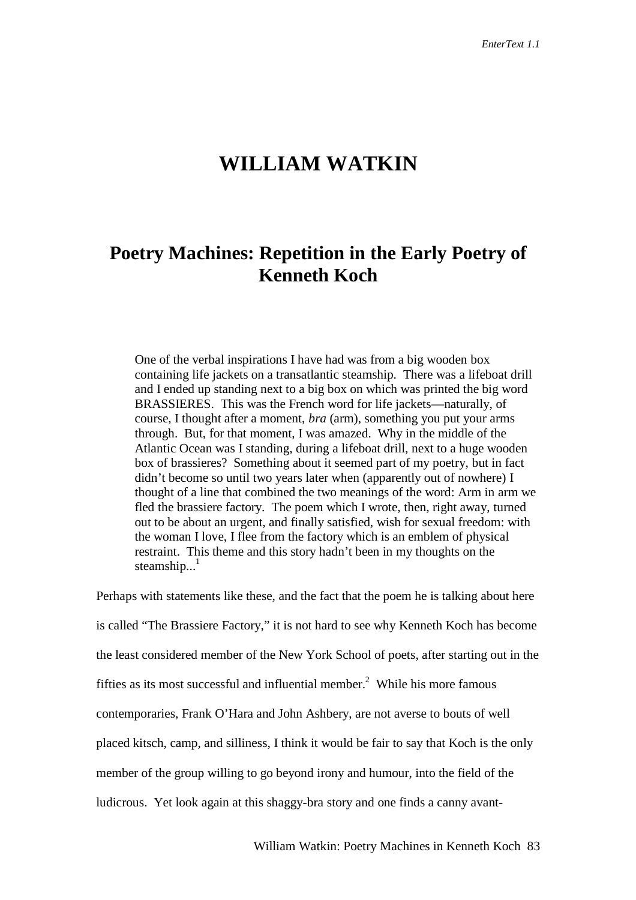# WILLIAM WATKIN

## Poetry Machines: Repetition in the Early Poetry of Kenneth Koch

> One of the verbal inspirations I have had was from a big wooden box containing life jackets on a transatlantic steamship. There was a lifeboat drill and I ended up standing next to a big box on which was printed the big word BRASSIERES. This was the French word for life jackets—naturally, of course, I thought after a moment, *bra* (arm), something you put your arms through. But, for that moment, I was amazed. Why in the middle of the Atlantic Ocean was I standing, during a lifeboat drill, next to a huge wooden box of brassieres? Something about it seemed part of my poetry, but in fact didn't become so until two years later when (apparently out of nowhere) I thought of a line that combined the two meanings of the word: Arm in arm we fled the brassiere factory. The poem which I wrote, then, right away, turned out to be about an urgent, and finally satisfied, wish for sexual freedom: with the woman I love, I flee from the factory which is an emblem of physical restraint. This theme and this story hadn't been in my thoughts on the steamship...[1]

Perhaps with statements like these, and the fact that the poem he is talking about here is called "The Brassiere Factory," it is not hard to see why Kenneth Koch has become the least considered member of the New York School of poets, after starting out in the fifties as its most successful and influential member.[2] While his more famous contemporaries, Frank O'Hara and John Ashbery, are not averse to bouts of well placed kitsch, camp, and silliness, I think it would be fair to say that Koch is the only member of the group willing to go beyond irony and humour, into the field of the ludicrous. Yet look again at this shaggy-bra story and one finds a canny avant-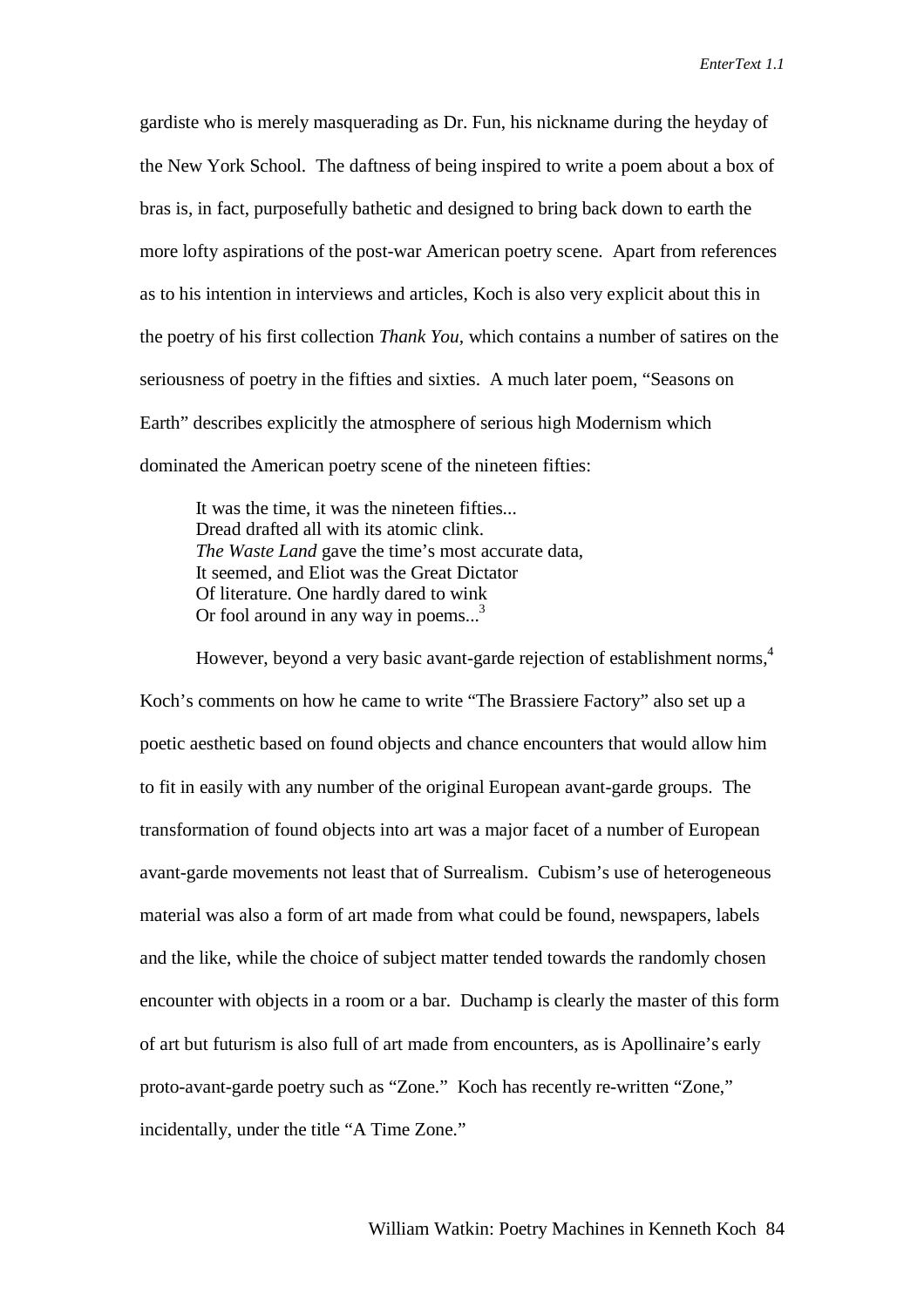gardiste who is merely masquerading as Dr. Fun, his nickname during the heyday of the New York School. The daftness of being inspired to write a poem about a box of bras is, in fact, purposefully bathetic and designed to bring back down to earth the more lofty aspirations of the post-war American poetry scene. Apart from references as to his intention in interviews and articles, Koch is also very explicit about this in the poetry of his first collection *Thank You*, which contains a number of satires on the seriousness of poetry in the fifties and sixties. A much later poem, "Seasons on Earth" describes explicitly the atmosphere of serious high Modernism which dominated the American poetry scene of the nineteen fifties:

> It was the time, it was the nineteen fifties...
> Dread drafted all with its atomic clink.
> *The Waste Land* gave the time's most accurate data,
> It seemed, and Eliot was the Great Dictator
> Of literature. One hardly dared to wink
> Or fool around in any way in poems...[3]

However, beyond a very basic avant-garde rejection of establishment norms,[4] Koch's comments on how he came to write "The Brassiere Factory" also set up a poetic aesthetic based on found objects and chance encounters that would allow him to fit in easily with any number of the original European avant-garde groups. The transformation of found objects into art was a major facet of a number of European avant-garde movements not least that of Surrealism. Cubism's use of heterogeneous material was also a form of art made from what could be found, newspapers, labels and the like, while the choice of subject matter tended towards the randomly chosen encounter with objects in a room or a bar. Duchamp is clearly the master of this form of art but futurism is also full of art made from encounters, as is Apollinaire's early proto-avant-garde poetry such as "Zone." Koch has recently re-written "Zone," incidentally, under the title "A Time Zone."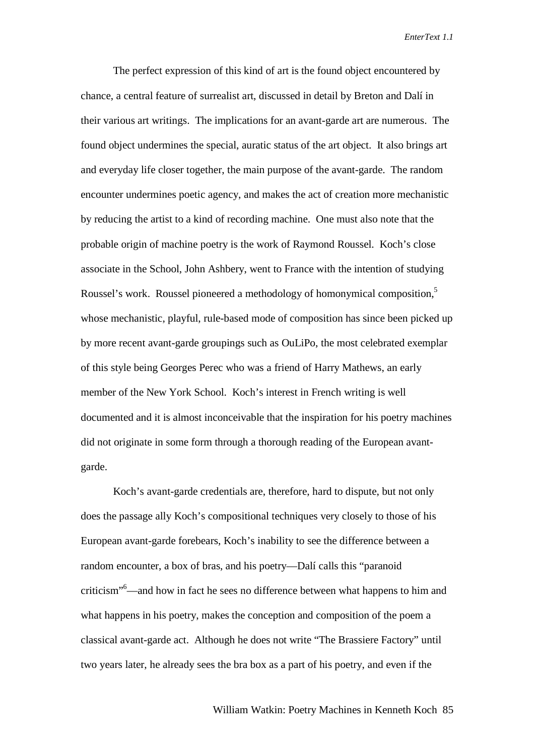The perfect expression of this kind of art is the found object encountered by chance, a central feature of surrealist art, discussed in detail by Breton and Dalí in their various art writings. The implications for an avant-garde art are numerous. The found object undermines the special, auratic status of the art object. It also brings art and everyday life closer together, the main purpose of the avant-garde. The random encounter undermines poetic agency, and makes the act of creation more mechanistic by reducing the artist to a kind of recording machine. One must also note that the probable origin of machine poetry is the work of Raymond Roussel. Koch's close associate in the School, John Ashbery, went to France with the intention of studying Roussel's work. Roussel pioneered a methodology of homonymical composition,[5] whose mechanistic, playful, rule-based mode of composition has since been picked up by more recent avant-garde groupings such as OuLiPo, the most celebrated exemplar of this style being Georges Perec who was a friend of Harry Mathews, an early member of the New York School. Koch's interest in French writing is well documented and it is almost inconceivable that the inspiration for his poetry machines did not originate in some form through a thorough reading of the European avant-garde.

Koch's avant-garde credentials are, therefore, hard to dispute, but not only does the passage ally Koch's compositional techniques very closely to those of his European avant-garde forebears, Koch's inability to see the difference between a random encounter, a box of bras, and his poetry—Dalí calls this "paranoid criticism"[6]—and how in fact he sees no difference between what happens to him and what happens in his poetry, makes the conception and composition of the poem a classical avant-garde act. Although he does not write "The Brassiere Factory" until two years later, he already sees the bra box as a part of his poetry, and even if the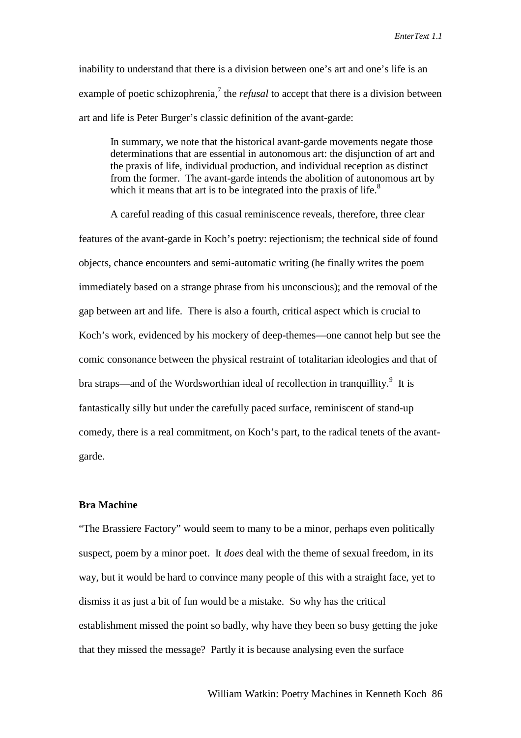inability to understand that there is a division between one's art and one's life is an example of poetic schizophrenia,[7] the *refusal* to accept that there is a division between art and life is Peter Burger's classic definition of the avant-garde:

> In summary, we note that the historical avant-garde movements negate those determinations that are essential in autonomous art: the disjunction of art and the praxis of life, individual production, and individual reception as distinct from the former. The avant-garde intends the abolition of autonomous art by which it means that art is to be integrated into the praxis of life.[8]

A careful reading of this casual reminiscence reveals, therefore, three clear features of the avant-garde in Koch's poetry: rejectionism; the technical side of found objects, chance encounters and semi-automatic writing (he finally writes the poem immediately based on a strange phrase from his unconscious); and the removal of the gap between art and life. There is also a fourth, critical aspect which is crucial to Koch's work, evidenced by his mockery of deep-themes—one cannot help but see the comic consonance between the physical restraint of totalitarian ideologies and that of bra straps—and of the Wordsworthian ideal of recollection in tranquillity.[9] It is fantastically silly but under the carefully paced surface, reminiscent of stand-up comedy, there is a real commitment, on Koch's part, to the radical tenets of the avant-garde.

**Bra Machine**

"The Brassiere Factory" would seem to many to be a minor, perhaps even politically suspect, poem by a minor poet. It *does* deal with the theme of sexual freedom, in its way, but it would be hard to convince many people of this with a straight face, yet to dismiss it as just a bit of fun would be a mistake. So why has the critical establishment missed the point so badly, why have they been so busy getting the joke that they missed the message? Partly it is because analysing even the surface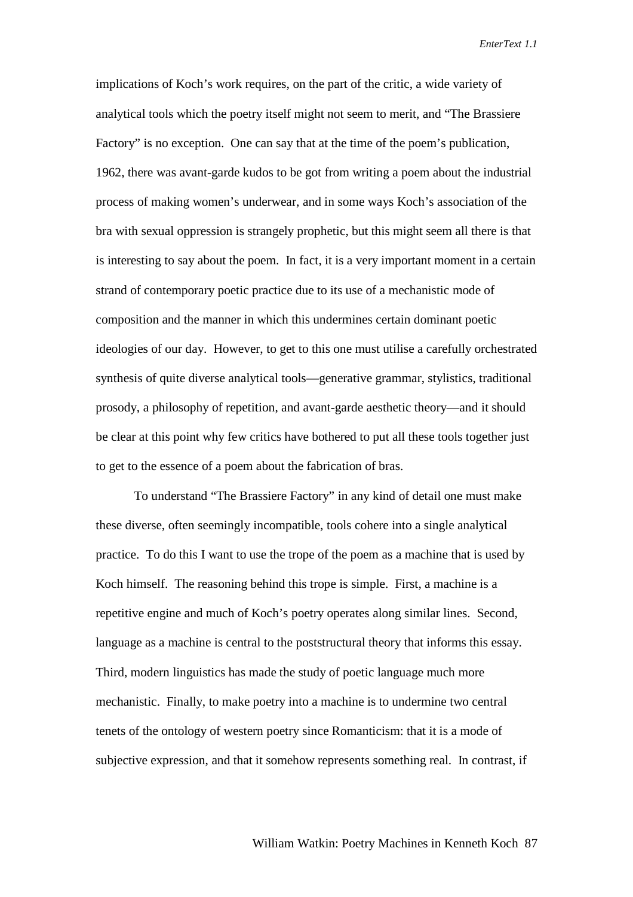implications of Koch's work requires, on the part of the critic, a wide variety of analytical tools which the poetry itself might not seem to merit, and "The Brassiere Factory" is no exception. One can say that at the time of the poem's publication, 1962, there was avant-garde kudos to be got from writing a poem about the industrial process of making women's underwear, and in some ways Koch's association of the bra with sexual oppression is strangely prophetic, but this might seem all there is that is interesting to say about the poem. In fact, it is a very important moment in a certain strand of contemporary poetic practice due to its use of a mechanistic mode of composition and the manner in which this undermines certain dominant poetic ideologies of our day. However, to get to this one must utilise a carefully orchestrated synthesis of quite diverse analytical tools—generative grammar, stylistics, traditional prosody, a philosophy of repetition, and avant-garde aesthetic theory—and it should be clear at this point why few critics have bothered to put all these tools together just to get to the essence of a poem about the fabrication of bras.

To understand "The Brassiere Factory" in any kind of detail one must make these diverse, often seemingly incompatible, tools cohere into a single analytical practice. To do this I want to use the trope of the poem as a machine that is used by Koch himself. The reasoning behind this trope is simple. First, a machine is a repetitive engine and much of Koch's poetry operates along similar lines. Second, language as a machine is central to the poststructural theory that informs this essay. Third, modern linguistics has made the study of poetic language much more mechanistic. Finally, to make poetry into a machine is to undermine two central tenets of the ontology of western poetry since Romanticism: that it is a mode of subjective expression, and that it somehow represents something real. In contrast, if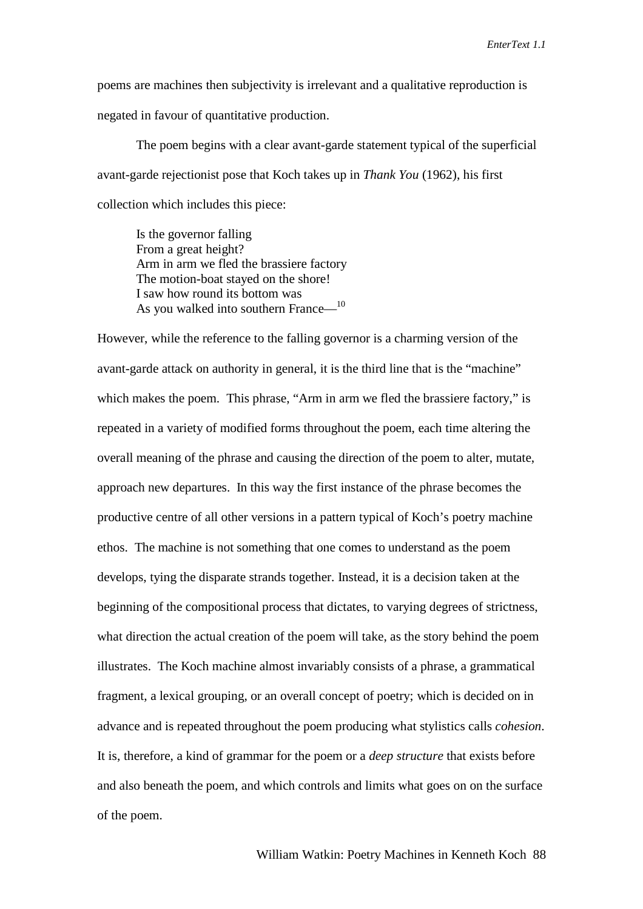poems are machines then subjectivity is irrelevant and a qualitative reproduction is negated in favour of quantitative production.

The poem begins with a clear avant-garde statement typical of the superficial avant-garde rejectionist pose that Koch takes up in *Thank You* (1962), his first collection which includes this piece:

> Is the governor falling  
> From a great height?  
> Arm in arm we fled the brassiere factory  
> The motion-boat stayed on the shore!  
> I saw how round its bottom was  
> As you walked into southern France—[10]

However, while the reference to the falling governor is a charming version of the avant-garde attack on authority in general, it is the third line that is the "machine" which makes the poem. This phrase, "Arm in arm we fled the brassiere factory," is repeated in a variety of modified forms throughout the poem, each time altering the overall meaning of the phrase and causing the direction of the poem to alter, mutate, approach new departures. In this way the first instance of the phrase becomes the productive centre of all other versions in a pattern typical of Koch's poetry machine ethos. The machine is not something that one comes to understand as the poem develops, tying the disparate strands together. Instead, it is a decision taken at the beginning of the compositional process that dictates, to varying degrees of strictness, what direction the actual creation of the poem will take, as the story behind the poem illustrates. The Koch machine almost invariably consists of a phrase, a grammatical fragment, a lexical grouping, or an overall concept of poetry; which is decided on in advance and is repeated throughout the poem producing what stylistics calls *cohesion*. It is, therefore, a kind of grammar for the poem or a *deep structure* that exists before and also beneath the poem, and which controls and limits what goes on on the surface of the poem.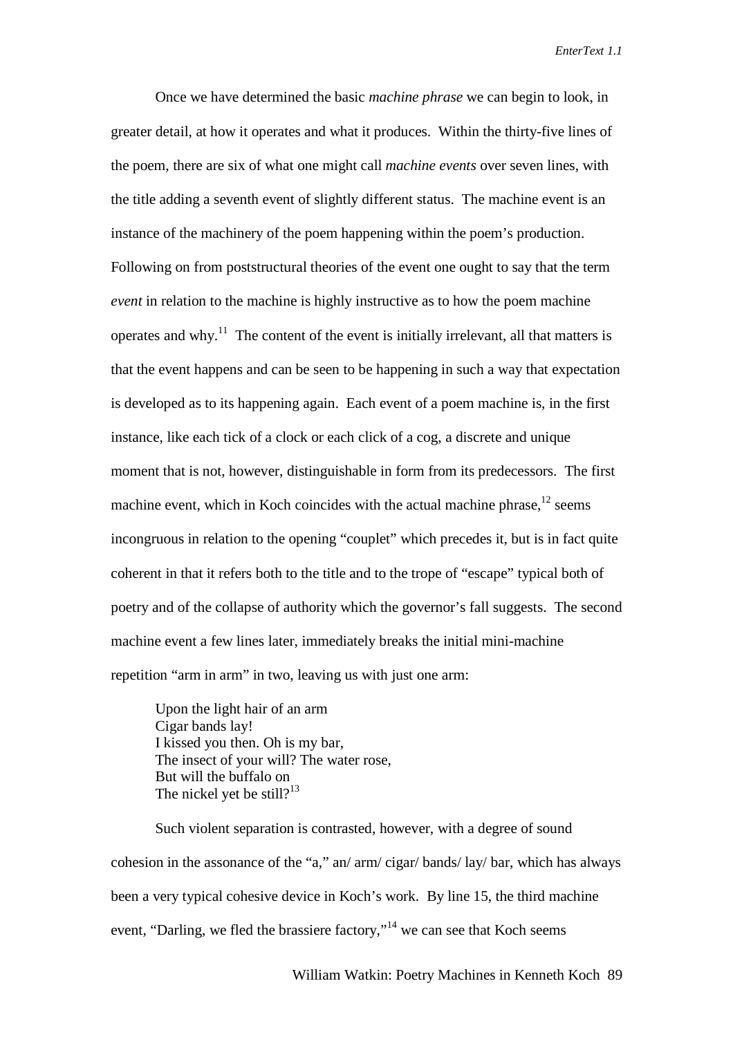Once we have determined the basic *machine phrase* we can begin to look, in greater detail, at how it operates and what it produces. Within the thirty-five lines of the poem, there are six of what one might call *machine events* over seven lines, with the title adding a seventh event of slightly different status. The machine event is an instance of the machinery of the poem happening within the poem's production. Following on from poststructural theories of the event one ought to say that the term *event* in relation to the machine is highly instructive as to how the poem machine operates and why.[11] The content of the event is initially irrelevant, all that matters is that the event happens and can be seen to be happening in such a way that expectation is developed as to its happening again. Each event of a poem machine is, in the first instance, like each tick of a clock or each click of a cog, a discrete and unique moment that is not, however, distinguishable in form from its predecessors. The first machine event, which in Koch coincides with the actual machine phrase,[12] seems incongruous in relation to the opening "couplet" which precedes it, but is in fact quite coherent in that it refers both to the title and to the trope of "escape" typical both of poetry and of the collapse of authority which the governor's fall suggests. The second machine event a few lines later, immediately breaks the initial mini-machine repetition "arm in arm" in two, leaving us with just one arm:

> Upon the light hair of an arm
> Cigar bands lay!
> I kissed you then. Oh is my bar,
> The insect of your will? The water rose,
> But will the buffalo on
> The nickel yet be still?[13]

Such violent separation is contrasted, however, with a degree of sound cohesion in the assonance of the "a," an/ arm/ cigar/ bands/ lay/ bar, which has always been a very typical cohesive device in Koch's work. By line 15, the third machine event, "Darling, we fled the brassiere factory,"[14] we can see that Koch seems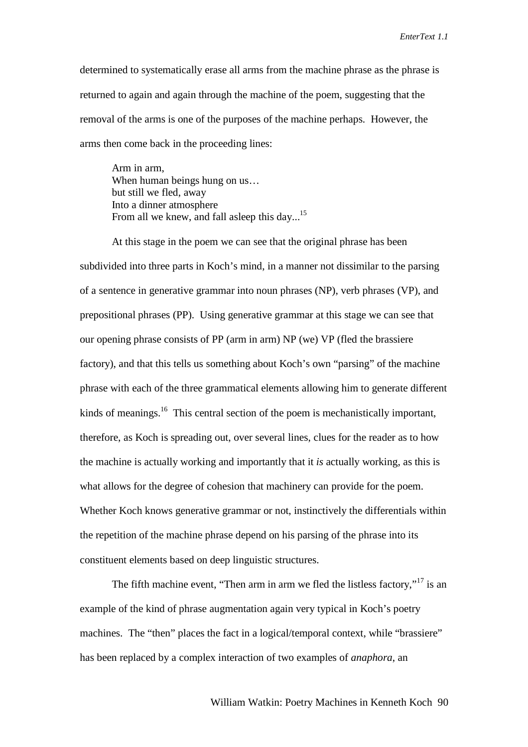determined to systematically erase all arms from the machine phrase as the phrase is returned to again and again through the machine of the poem, suggesting that the removal of the arms is one of the purposes of the machine perhaps. However, the arms then come back in the proceeding lines:

> Arm in arm,  
> When human beings hung on us…  
> but still we fled, away  
> Into a dinner atmosphere  
> From all we knew, and fall asleep this day...[15]

At this stage in the poem we can see that the original phrase has been subdivided into three parts in Koch's mind, in a manner not dissimilar to the parsing of a sentence in generative grammar into noun phrases (NP), verb phrases (VP), and prepositional phrases (PP). Using generative grammar at this stage we can see that our opening phrase consists of PP (arm in arm) NP (we) VP (fled the brassiere factory), and that this tells us something about Koch's own "parsing" of the machine phrase with each of the three grammatical elements allowing him to generate different kinds of meanings.[16] This central section of the poem is mechanistically important, therefore, as Koch is spreading out, over several lines, clues for the reader as to how the machine is actually working and importantly that it *is* actually working, as this is what allows for the degree of cohesion that machinery can provide for the poem. Whether Koch knows generative grammar or not, instinctively the differentials within the repetition of the machine phrase depend on his parsing of the phrase into its constituent elements based on deep linguistic structures.

The fifth machine event, "Then arm in arm we fled the listless factory,"[17] is an example of the kind of phrase augmentation again very typical in Koch's poetry machines. The "then" places the fact in a logical/temporal context, while "brassiere" has been replaced by a complex interaction of two examples of *anaphora*, an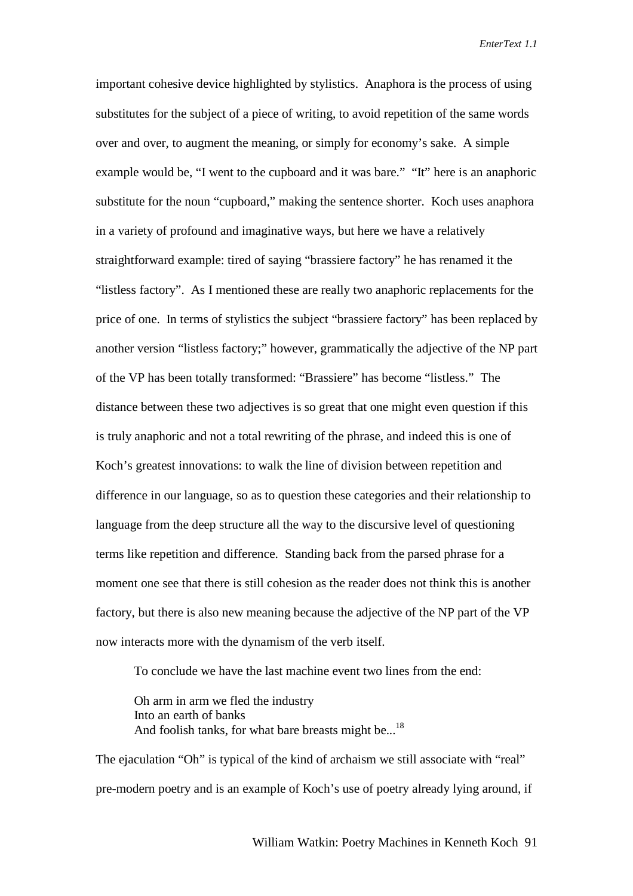important cohesive device highlighted by stylistics. Anaphora is the process of using substitutes for the subject of a piece of writing, to avoid repetition of the same words over and over, to augment the meaning, or simply for economy's sake. A simple example would be, "I went to the cupboard and it was bare." "It" here is an anaphoric substitute for the noun "cupboard," making the sentence shorter. Koch uses anaphora in a variety of profound and imaginative ways, but here we have a relatively straightforward example: tired of saying "brassiere factory" he has renamed it the "listless factory". As I mentioned these are really two anaphoric replacements for the price of one. In terms of stylistics the subject "brassiere factory" has been replaced by another version "listless factory;" however, grammatically the adjective of the NP part of the VP has been totally transformed: "Brassiere" has become "listless." The distance between these two adjectives is so great that one might even question if this is truly anaphoric and not a total rewriting of the phrase, and indeed this is one of Koch's greatest innovations: to walk the line of division between repetition and difference in our language, so as to question these categories and their relationship to language from the deep structure all the way to the discursive level of questioning terms like repetition and difference. Standing back from the parsed phrase for a moment one see that there is still cohesion as the reader does not think this is another factory, but there is also new meaning because the adjective of the NP part of the VP now interacts more with the dynamism of the verb itself.

To conclude we have the last machine event two lines from the end:

> Oh arm in arm we fled the industry
> Into an earth of banks
> And foolish tanks, for what bare breasts might be...[18]

The ejaculation "Oh" is typical of the kind of archaism we still associate with "real" pre-modern poetry and is an example of Koch's use of poetry already lying around, if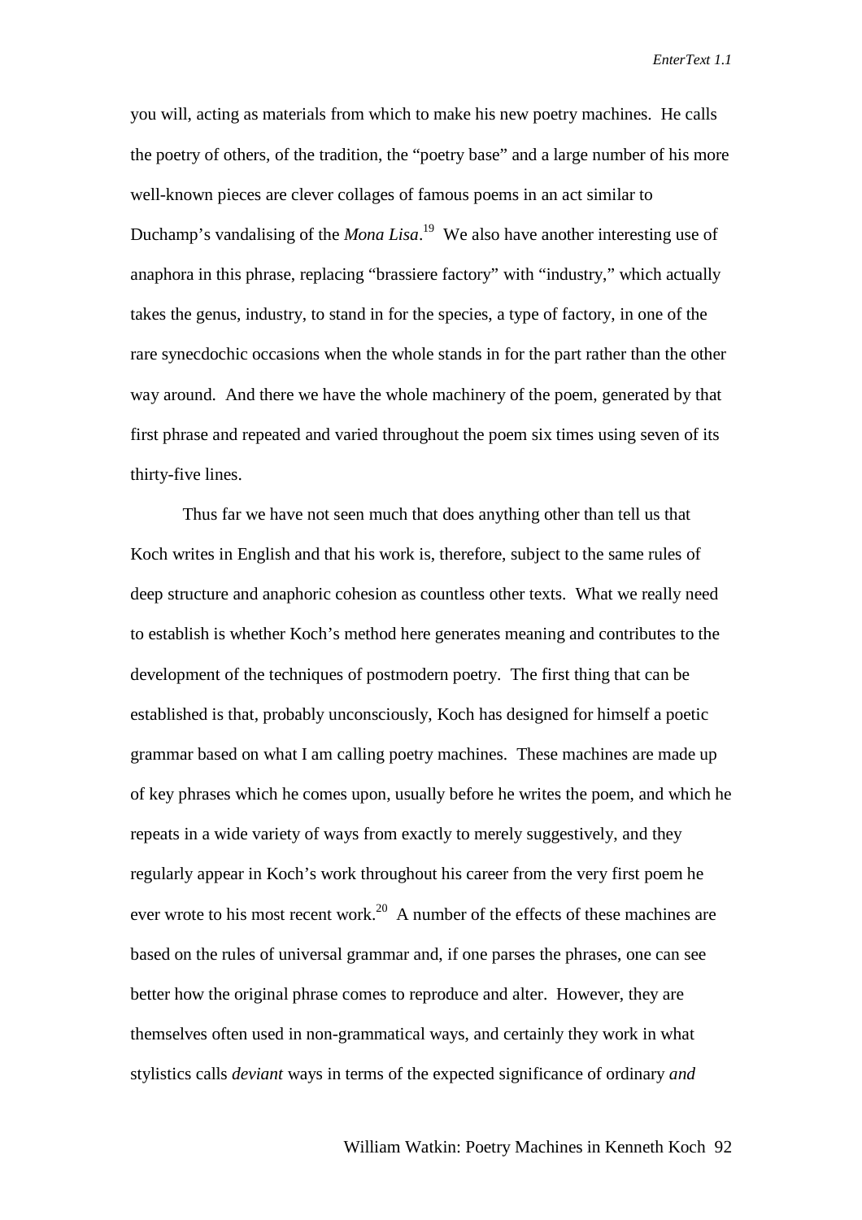you will, acting as materials from which to make his new poetry machines. He calls the poetry of others, of the tradition, the "poetry base" and a large number of his more well-known pieces are clever collages of famous poems in an act similar to Duchamp's vandalising of the *Mona Lisa*.[19] We also have another interesting use of anaphora in this phrase, replacing "brassiere factory" with "industry," which actually takes the genus, industry, to stand in for the species, a type of factory, in one of the rare synecdochic occasions when the whole stands in for the part rather than the other way around. And there we have the whole machinery of the poem, generated by that first phrase and repeated and varied throughout the poem six times using seven of its thirty-five lines.

Thus far we have not seen much that does anything other than tell us that Koch writes in English and that his work is, therefore, subject to the same rules of deep structure and anaphoric cohesion as countless other texts. What we really need to establish is whether Koch's method here generates meaning and contributes to the development of the techniques of postmodern poetry. The first thing that can be established is that, probably unconsciously, Koch has designed for himself a poetic grammar based on what I am calling poetry machines. These machines are made up of key phrases which he comes upon, usually before he writes the poem, and which he repeats in a wide variety of ways from exactly to merely suggestively, and they regularly appear in Koch's work throughout his career from the very first poem he ever wrote to his most recent work.[20] A number of the effects of these machines are based on the rules of universal grammar and, if one parses the phrases, one can see better how the original phrase comes to reproduce and alter. However, they are themselves often used in non-grammatical ways, and certainly they work in what stylistics calls *deviant* ways in terms of the expected significance of ordinary *and*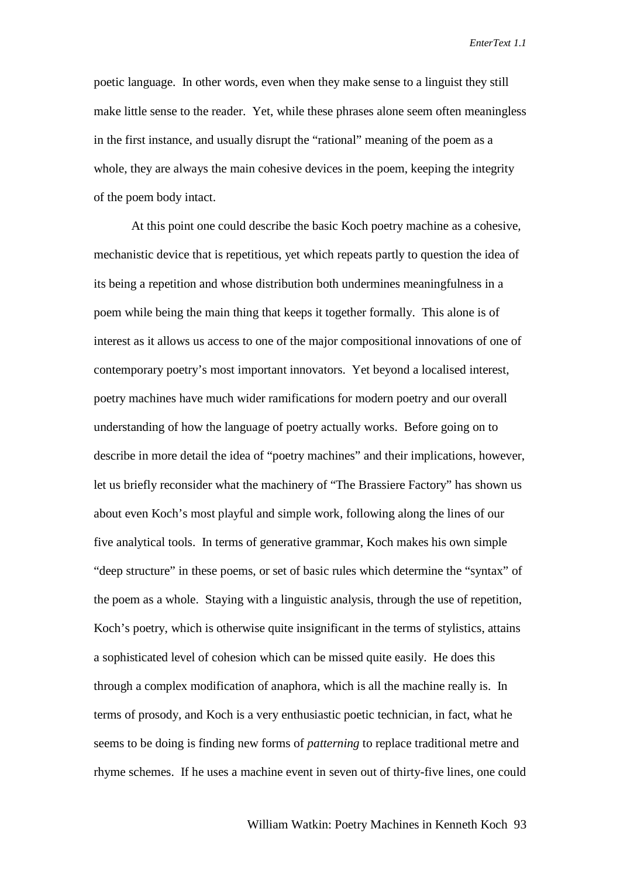poetic language. In other words, even when they make sense to a linguist they still make little sense to the reader. Yet, while these phrases alone seem often meaningless in the first instance, and usually disrupt the "rational" meaning of the poem as a whole, they are always the main cohesive devices in the poem, keeping the integrity of the poem body intact.

At this point one could describe the basic Koch poetry machine as a cohesive, mechanistic device that is repetitious, yet which repeats partly to question the idea of its being a repetition and whose distribution both undermines meaningfulness in a poem while being the main thing that keeps it together formally. This alone is of interest as it allows us access to one of the major compositional innovations of one of contemporary poetry's most important innovators. Yet beyond a localised interest, poetry machines have much wider ramifications for modern poetry and our overall understanding of how the language of poetry actually works. Before going on to describe in more detail the idea of "poetry machines" and their implications, however, let us briefly reconsider what the machinery of "The Brassiere Factory" has shown us about even Koch's most playful and simple work, following along the lines of our five analytical tools. In terms of generative grammar, Koch makes his own simple "deep structure" in these poems, or set of basic rules which determine the "syntax" of the poem as a whole. Staying with a linguistic analysis, through the use of repetition, Koch's poetry, which is otherwise quite insignificant in the terms of stylistics, attains a sophisticated level of cohesion which can be missed quite easily. He does this through a complex modification of anaphora, which is all the machine really is. In terms of prosody, and Koch is a very enthusiastic poetic technician, in fact, what he seems to be doing is finding new forms of *patterning* to replace traditional metre and rhyme schemes. If he uses a machine event in seven out of thirty-five lines, one could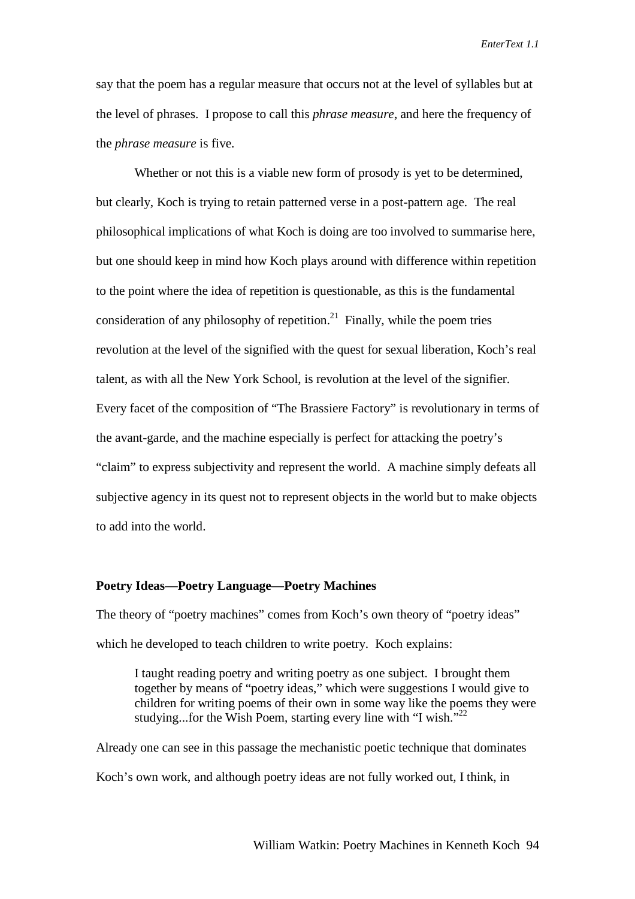say that the poem has a regular measure that occurs not at the level of syllables but at the level of phrases. I propose to call this *phrase measure*, and here the frequency of the *phrase measure* is five.

Whether or not this is a viable new form of prosody is yet to be determined, but clearly, Koch is trying to retain patterned verse in a post-pattern age. The real philosophical implications of what Koch is doing are too involved to summarise here, but one should keep in mind how Koch plays around with difference within repetition to the point where the idea of repetition is questionable, as this is the fundamental consideration of any philosophy of repetition.[21] Finally, while the poem tries revolution at the level of the signified with the quest for sexual liberation, Koch's real talent, as with all the New York School, is revolution at the level of the signifier. Every facet of the composition of "The Brassiere Factory" is revolutionary in terms of the avant-garde, and the machine especially is perfect for attacking the poetry's "claim" to express subjectivity and represent the world. A machine simply defeats all subjective agency in its quest not to represent objects in the world but to make objects to add into the world.

## Poetry Ideas—Poetry Language—Poetry Machines

The theory of "poetry machines" comes from Koch's own theory of "poetry ideas" which he developed to teach children to write poetry. Koch explains:

> I taught reading poetry and writing poetry as one subject. I brought them together by means of "poetry ideas," which were suggestions I would give to children for writing poems of their own in some way like the poems they were studying...for the Wish Poem, starting every line with "I wish."[22]

Already one can see in this passage the mechanistic poetic technique that dominates Koch's own work, and although poetry ideas are not fully worked out, I think, in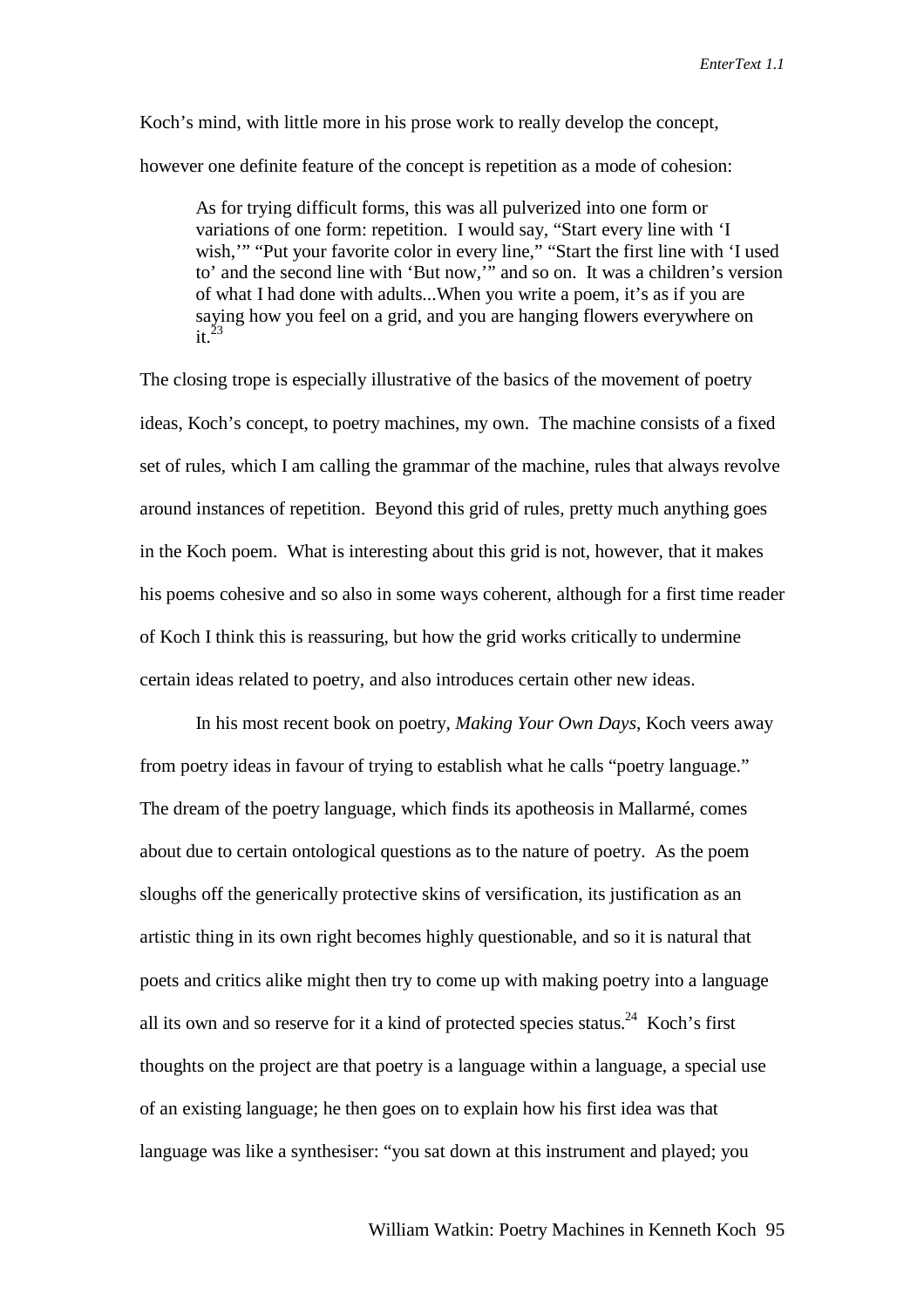Koch's mind, with little more in his prose work to really develop the concept, however one definite feature of the concept is repetition as a mode of cohesion:

> As for trying difficult forms, this was all pulverized into one form or variations of one form: repetition. I would say, "Start every line with 'I wish,'" "Put your favorite color in every line," "Start the first line with 'I used to' and the second line with 'But now,'" and so on. It was a children's version of what I had done with adults...When you write a poem, it's as if you are saying how you feel on a grid, and you are hanging flowers everywhere on it.[23]

The closing trope is especially illustrative of the basics of the movement of poetry ideas, Koch's concept, to poetry machines, my own. The machine consists of a fixed set of rules, which I am calling the grammar of the machine, rules that always revolve around instances of repetition. Beyond this grid of rules, pretty much anything goes in the Koch poem. What is interesting about this grid is not, however, that it makes his poems cohesive and so also in some ways coherent, although for a first time reader of Koch I think this is reassuring, but how the grid works critically to undermine certain ideas related to poetry, and also introduces certain other new ideas.

In his most recent book on poetry, *Making Your Own Days*, Koch veers away from poetry ideas in favour of trying to establish what he calls "poetry language." The dream of the poetry language, which finds its apotheosis in Mallarmé, comes about due to certain ontological questions as to the nature of poetry. As the poem sloughs off the generically protective skins of versification, its justification as an artistic thing in its own right becomes highly questionable, and so it is natural that poets and critics alike might then try to come up with making poetry into a language all its own and so reserve for it a kind of protected species status.[24] Koch's first thoughts on the project are that poetry is a language within a language, a special use of an existing language; he then goes on to explain how his first idea was that language was like a synthesiser: "you sat down at this instrument and played; you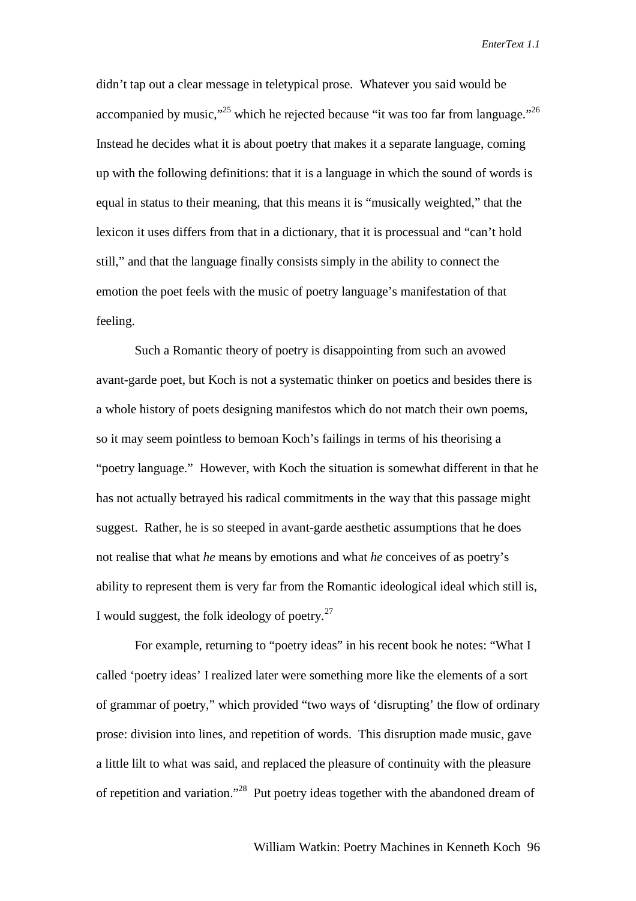didn't tap out a clear message in teletypical prose. Whatever you said would be accompanied by music,"[25] which he rejected because "it was too far from language."[26] Instead he decides what it is about poetry that makes it a separate language, coming up with the following definitions: that it is a language in which the sound of words is equal in status to their meaning, that this means it is "musically weighted," that the lexicon it uses differs from that in a dictionary, that it is processual and "can't hold still," and that the language finally consists simply in the ability to connect the emotion the poet feels with the music of poetry language's manifestation of that feeling.

Such a Romantic theory of poetry is disappointing from such an avowed avant-garde poet, but Koch is not a systematic thinker on poetics and besides there is a whole history of poets designing manifestos which do not match their own poems, so it may seem pointless to bemoan Koch's failings in terms of his theorising a "poetry language." However, with Koch the situation is somewhat different in that he has not actually betrayed his radical commitments in the way that this passage might suggest. Rather, he is so steeped in avant-garde aesthetic assumptions that he does not realise that what *he* means by emotions and what *he* conceives of as poetry's ability to represent them is very far from the Romantic ideological ideal which still is, I would suggest, the folk ideology of poetry.[27]

For example, returning to "poetry ideas" in his recent book he notes: "What I called 'poetry ideas' I realized later were something more like the elements of a sort of grammar of poetry," which provided "two ways of 'disrupting' the flow of ordinary prose: division into lines, and repetition of words. This disruption made music, gave a little lilt to what was said, and replaced the pleasure of continuity with the pleasure of repetition and variation."[28] Put poetry ideas together with the abandoned dream of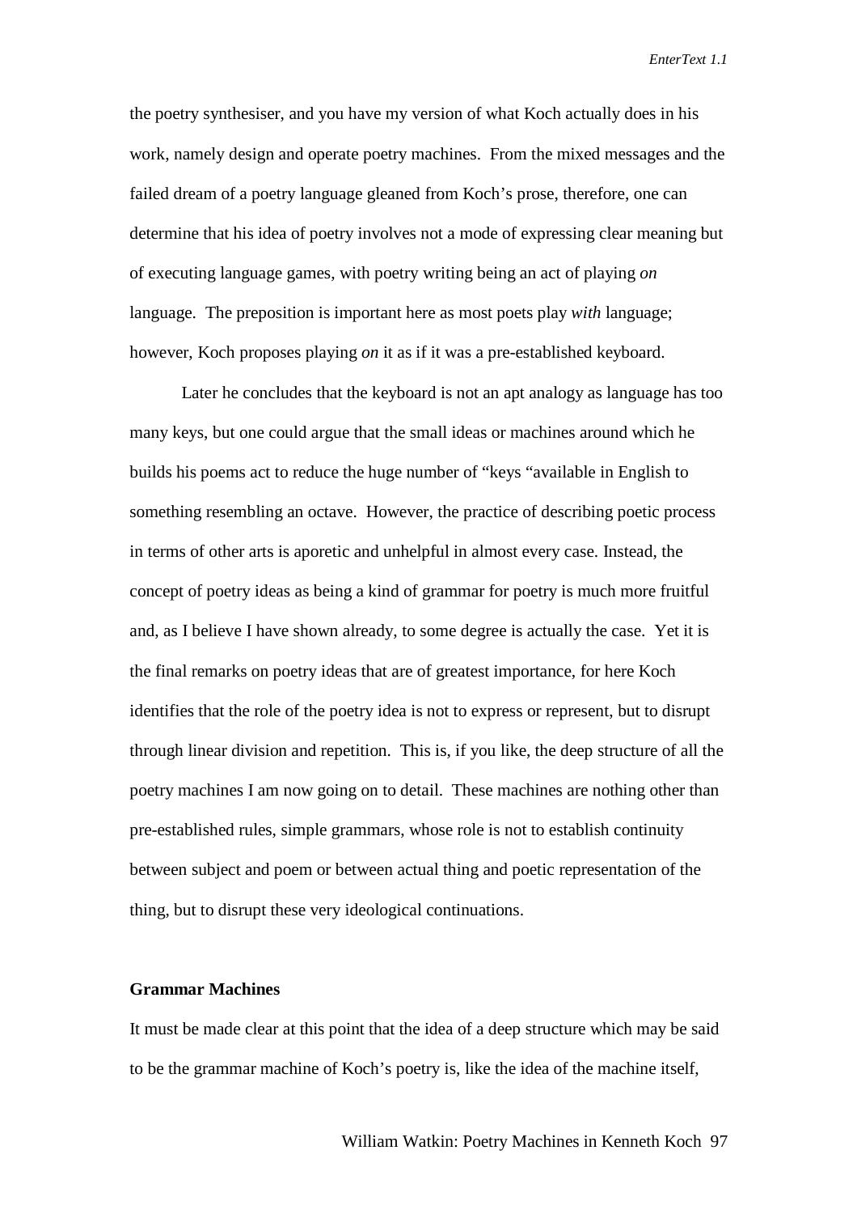the poetry synthesiser, and you have my version of what Koch actually does in his work, namely design and operate poetry machines. From the mixed messages and the failed dream of a poetry language gleaned from Koch's prose, therefore, one can determine that his idea of poetry involves not a mode of expressing clear meaning but of executing language games, with poetry writing being an act of playing *on* language. The preposition is important here as most poets play *with* language; however, Koch proposes playing *on* it as if it was a pre-established keyboard.

Later he concludes that the keyboard is not an apt analogy as language has too many keys, but one could argue that the small ideas or machines around which he builds his poems act to reduce the huge number of "keys "available in English to something resembling an octave. However, the practice of describing poetic process in terms of other arts is aporetic and unhelpful in almost every case. Instead, the concept of poetry ideas as being a kind of grammar for poetry is much more fruitful and, as I believe I have shown already, to some degree is actually the case. Yet it is the final remarks on poetry ideas that are of greatest importance, for here Koch identifies that the role of the poetry idea is not to express or represent, but to disrupt through linear division and repetition. This is, if you like, the deep structure of all the poetry machines I am now going on to detail. These machines are nothing other than pre-established rules, simple grammars, whose role is not to establish continuity between subject and poem or between actual thing and poetic representation of the thing, but to disrupt these very ideological continuations.

**Grammar Machines**

It must be made clear at this point that the idea of a deep structure which may be said to be the grammar machine of Koch's poetry is, like the idea of the machine itself,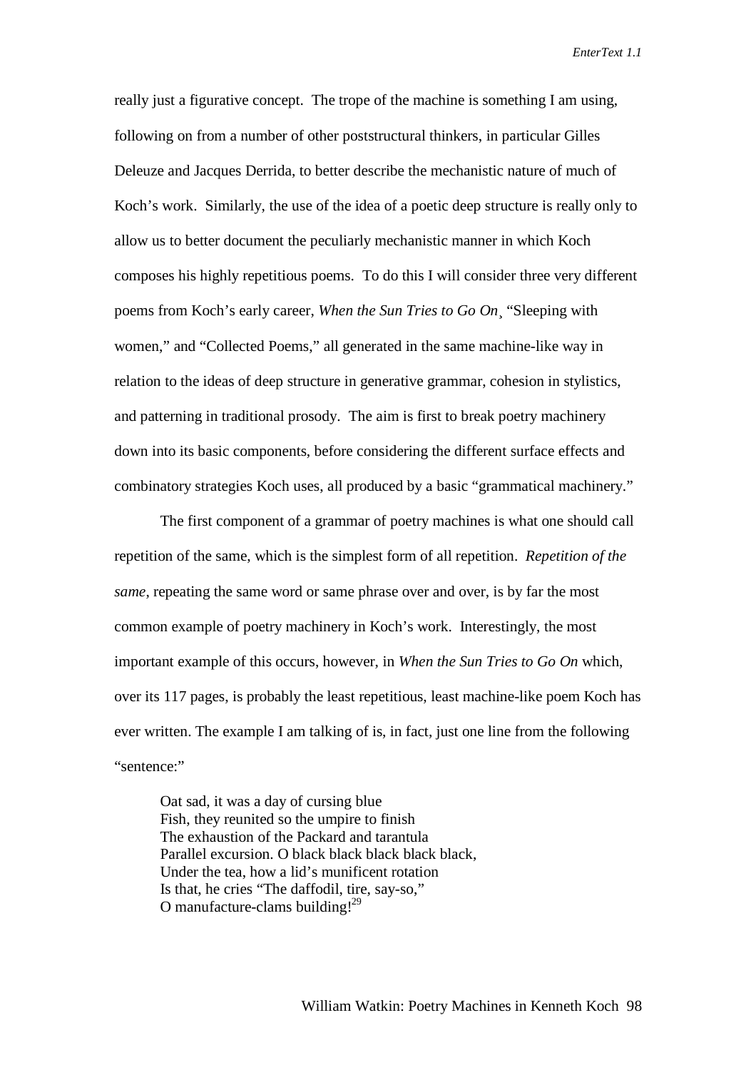really just a figurative concept. The trope of the machine is something I am using, following on from a number of other poststructural thinkers, in particular Gilles Deleuze and Jacques Derrida, to better describe the mechanistic nature of much of Koch's work. Similarly, the use of the idea of a poetic deep structure is really only to allow us to better document the peculiarly mechanistic manner in which Koch composes his highly repetitious poems. To do this I will consider three very different poems from Koch's early career, *When the Sun Tries to Go On*¸ "Sleeping with women," and "Collected Poems," all generated in the same machine-like way in relation to the ideas of deep structure in generative grammar, cohesion in stylistics, and patterning in traditional prosody. The aim is first to break poetry machinery down into its basic components, before considering the different surface effects and combinatory strategies Koch uses, all produced by a basic "grammatical machinery."

The first component of a grammar of poetry machines is what one should call repetition of the same, which is the simplest form of all repetition. *Repetition of the same*, repeating the same word or same phrase over and over, is by far the most common example of poetry machinery in Koch's work. Interestingly, the most important example of this occurs, however, in *When the Sun Tries to Go On* which, over its 117 pages, is probably the least repetitious, least machine-like poem Koch has ever written. The example I am talking of is, in fact, just one line from the following "sentence:"

> Oat sad, it was a day of cursing blue
> Fish, they reunited so the umpire to finish
> The exhaustion of the Packard and tarantula
> Parallel excursion. O black black black black black,
> Under the tea, how a lid's munificent rotation
> Is that, he cries "The daffodil, tire, say-so,"
> O manufacture-clams building![29]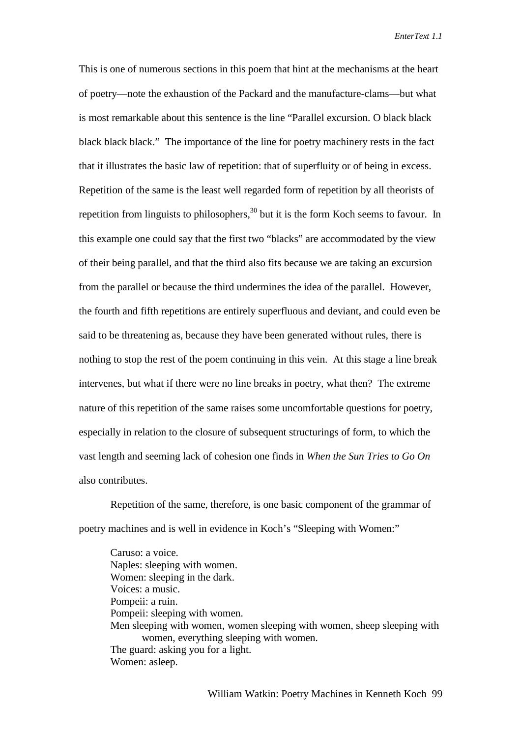This is one of numerous sections in this poem that hint at the mechanisms at the heart of poetry—note the exhaustion of the Packard and the manufacture-clams—but what is most remarkable about this sentence is the line "Parallel excursion. O black black black black black." The importance of the line for poetry machinery rests in the fact that it illustrates the basic law of repetition: that of superfluity or of being in excess. Repetition of the same is the least well regarded form of repetition by all theorists of repetition from linguists to philosophers,[30] but it is the form Koch seems to favour. In this example one could say that the first two "blacks" are accommodated by the view of their being parallel, and that the third also fits because we are taking an excursion from the parallel or because the third undermines the idea of the parallel. However, the fourth and fifth repetitions are entirely superfluous and deviant, and could even be said to be threatening as, because they have been generated without rules, there is nothing to stop the rest of the poem continuing in this vein. At this stage a line break intervenes, but what if there were no line breaks in poetry, what then? The extreme nature of this repetition of the same raises some uncomfortable questions for poetry, especially in relation to the closure of subsequent structurings of form, to which the vast length and seeming lack of cohesion one finds in *When the Sun Tries to Go On* also contributes.

Repetition of the same, therefore, is one basic component of the grammar of poetry machines and is well in evidence in Koch's "Sleeping with Women:"

> Caruso: a voice.
> Naples: sleeping with women.
> Women: sleeping in the dark.
> Voices: a music.
> Pompeii: a ruin.
> Pompeii: sleeping with women.
> Men sleeping with women, women sleeping with women, sheep sleeping with
>         women, everything sleeping with women.
> The guard: asking you for a light.
> Women: asleep.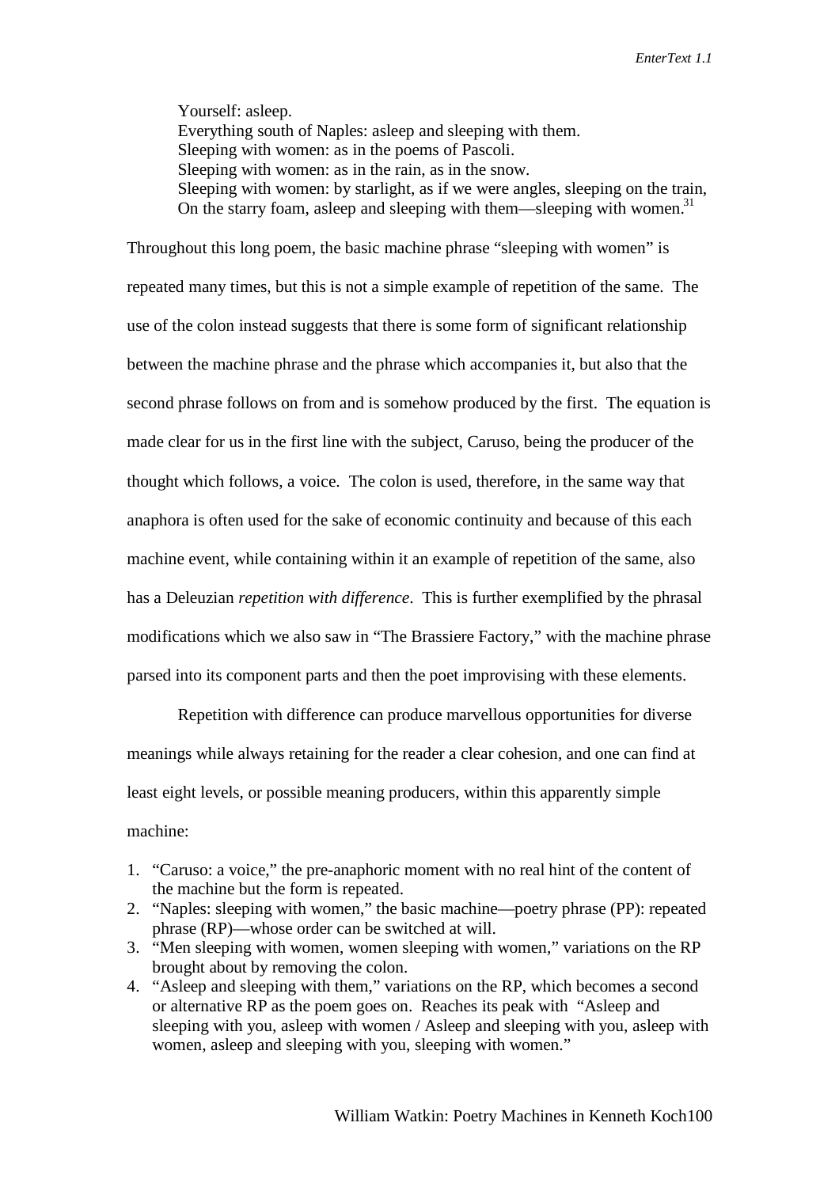> Yourself: asleep.
> Everything south of Naples: asleep and sleeping with them.
> Sleeping with women: as in the poems of Pascoli.
> Sleeping with women: as in the rain, as in the snow.
> Sleeping with women: by starlight, as if we were angles, sleeping on the train,
> On the starry foam, asleep and sleeping with them—sleeping with women.[31]

Throughout this long poem, the basic machine phrase "sleeping with women" is repeated many times, but this is not a simple example of repetition of the same. The use of the colon instead suggests that there is some form of significant relationship between the machine phrase and the phrase which accompanies it, but also that the second phrase follows on from and is somehow produced by the first. The equation is made clear for us in the first line with the subject, Caruso, being the producer of the thought which follows, a voice. The colon is used, therefore, in the same way that anaphora is often used for the sake of economic continuity and because of this each machine event, while containing within it an example of repetition of the same, also has a Deleuzian *repetition with difference*. This is further exemplified by the phrasal modifications which we also saw in "The Brassiere Factory," with the machine phrase parsed into its component parts and then the poet improvising with these elements.

Repetition with difference can produce marvellous opportunities for diverse meanings while always retaining for the reader a clear cohesion, and one can find at least eight levels, or possible meaning producers, within this apparently simple machine:

1. "Caruso: a voice," the pre-anaphoric moment with no real hint of the content of the machine but the form is repeated.
2. "Naples: sleeping with women," the basic machine—poetry phrase (PP): repeated phrase (RP)—whose order can be switched at will.
3. "Men sleeping with women, women sleeping with women," variations on the RP brought about by removing the colon.
4. "Asleep and sleeping with them," variations on the RP, which becomes a second or alternative RP as the poem goes on. Reaches its peak with "Asleep and sleeping with you, asleep with women / Asleep and sleeping with you, asleep with women, asleep and sleeping with you, sleeping with women."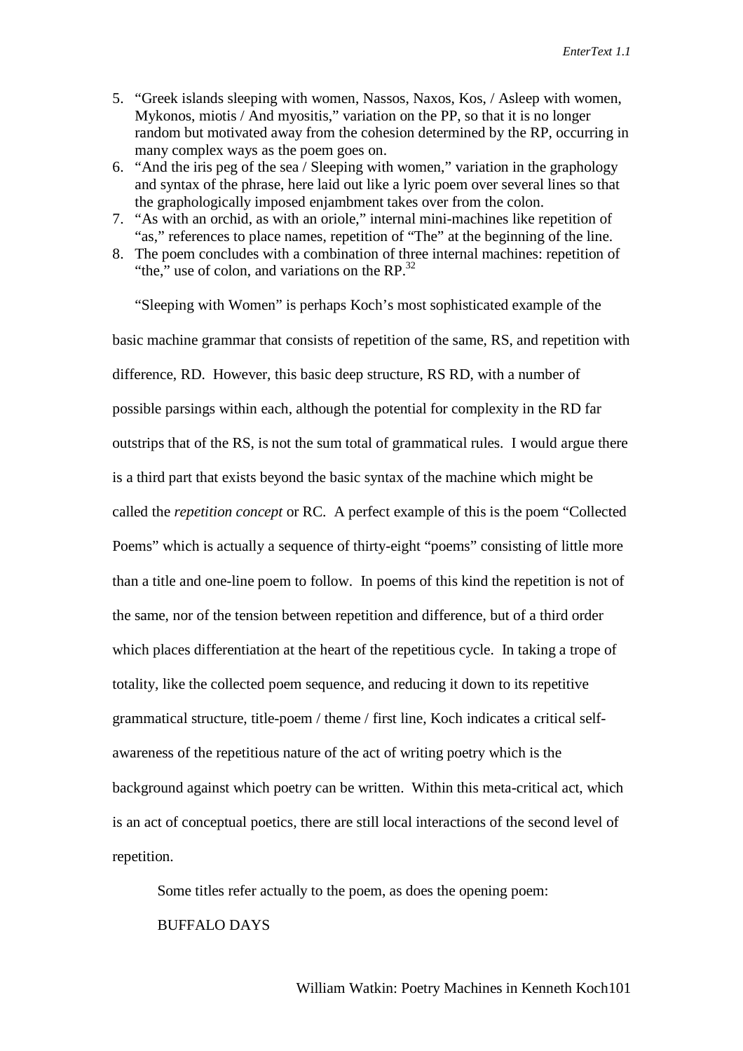5. "Greek islands sleeping with women, Nassos, Naxos, Kos, / Asleep with women, Mykonos, miotis / And myositis," variation on the PP, so that it is no longer random but motivated away from the cohesion determined by the RP, occurring in many complex ways as the poem goes on.
6. "And the iris peg of the sea / Sleeping with women," variation in the graphology and syntax of the phrase, here laid out like a lyric poem over several lines so that the graphologically imposed enjambment takes over from the colon.
7. "As with an orchid, as with an oriole," internal mini-machines like repetition of "as," references to place names, repetition of "The" at the beginning of the line.
8. The poem concludes with a combination of three internal machines: repetition of "the," use of colon, and variations on the RP.[32]

"Sleeping with Women" is perhaps Koch's most sophisticated example of the basic machine grammar that consists of repetition of the same, RS, and repetition with difference, RD. However, this basic deep structure, RS RD, with a number of possible parsings within each, although the potential for complexity in the RD far outstrips that of the RS, is not the sum total of grammatical rules. I would argue there is a third part that exists beyond the basic syntax of the machine which might be called the *repetition concept* or RC. A perfect example of this is the poem "Collected Poems" which is actually a sequence of thirty-eight "poems" consisting of little more than a title and one-line poem to follow. In poems of this kind the repetition is not of the same, nor of the tension between repetition and difference, but of a third order which places differentiation at the heart of the repetitious cycle. In taking a trope of totality, like the collected poem sequence, and reducing it down to its repetitive grammatical structure, title-poem / theme / first line, Koch indicates a critical self-awareness of the repetitious nature of the act of writing poetry which is the background against which poetry can be written. Within this meta-critical act, which is an act of conceptual poetics, there are still local interactions of the second level of repetition.

Some titles refer actually to the poem, as does the opening poem:

BUFFALO DAYS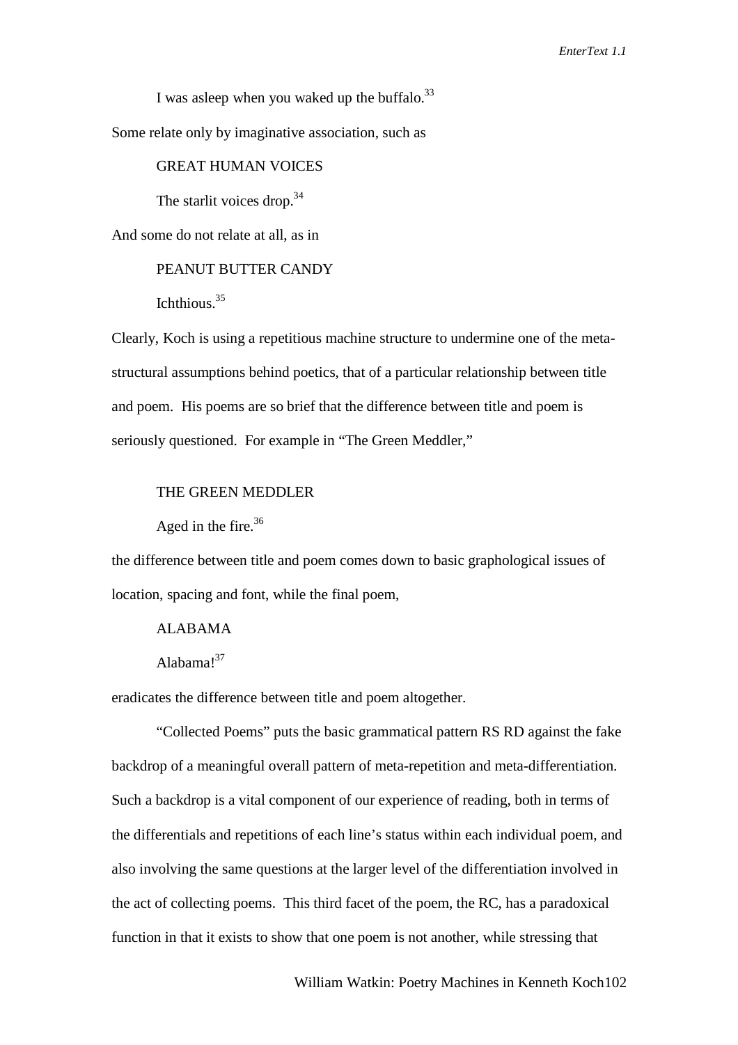I was asleep when you waked up the buffalo.[33]

Some relate only by imaginative association, such as

GREAT HUMAN VOICES

The starlit voices drop.[34]

And some do not relate at all, as in

PEANUT BUTTER CANDY

Ichthious.[35]

Clearly, Koch is using a repetitious machine structure to undermine one of the meta-structural assumptions behind poetics, that of a particular relationship between title and poem. His poems are so brief that the difference between title and poem is seriously questioned. For example in "The Green Meddler,"

THE GREEN MEDDLER

Aged in the fire.[36]

the difference between title and poem comes down to basic graphological issues of location, spacing and font, while the final poem,

ALABAMA

Alabama![37]

eradicates the difference between title and poem altogether.

"Collected Poems" puts the basic grammatical pattern RS RD against the fake backdrop of a meaningful overall pattern of meta-repetition and meta-differentiation. Such a backdrop is a vital component of our experience of reading, both in terms of the differentials and repetitions of each line's status within each individual poem, and also involving the same questions at the larger level of the differentiation involved in the act of collecting poems. This third facet of the poem, the RC, has a paradoxical function in that it exists to show that one poem is not another, while stressing that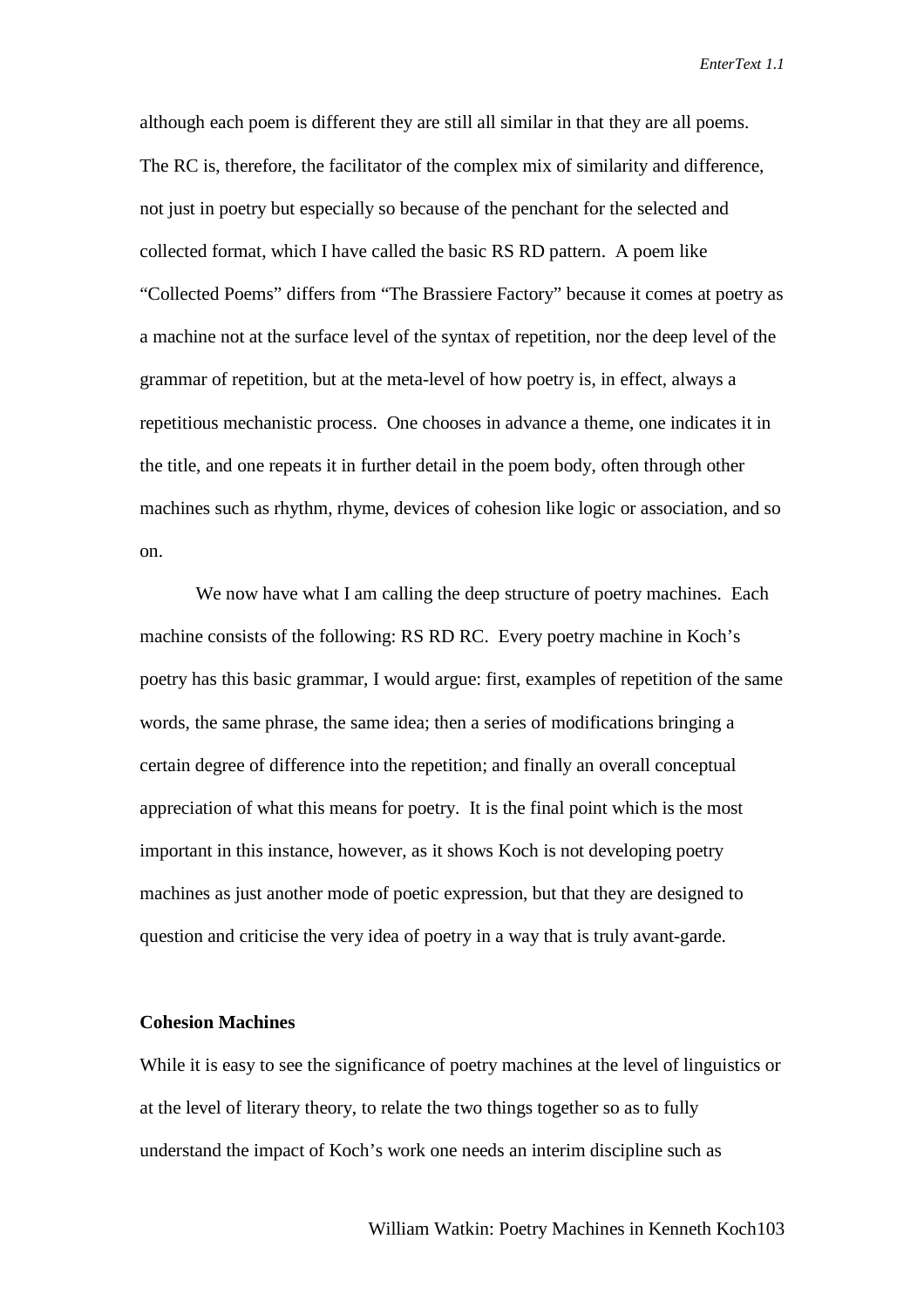although each poem is different they are still all similar in that they are all poems. The RC is, therefore, the facilitator of the complex mix of similarity and difference, not just in poetry but especially so because of the penchant for the selected and collected format, which I have called the basic RS RD pattern. A poem like "Collected Poems" differs from "The Brassiere Factory" because it comes at poetry as a machine not at the surface level of the syntax of repetition, nor the deep level of the grammar of repetition, but at the meta-level of how poetry is, in effect, always a repetitious mechanistic process. One chooses in advance a theme, one indicates it in the title, and one repeats it in further detail in the poem body, often through other machines such as rhythm, rhyme, devices of cohesion like logic or association, and so on.

We now have what I am calling the deep structure of poetry machines. Each machine consists of the following: RS RD RC. Every poetry machine in Koch's poetry has this basic grammar, I would argue: first, examples of repetition of the same words, the same phrase, the same idea; then a series of modifications bringing a certain degree of difference into the repetition; and finally an overall conceptual appreciation of what this means for poetry. It is the final point which is the most important in this instance, however, as it shows Koch is not developing poetry machines as just another mode of poetic expression, but that they are designed to question and criticise the very idea of poetry in a way that is truly avant-garde.

**Cohesion Machines**

While it is easy to see the significance of poetry machines at the level of linguistics or at the level of literary theory, to relate the two things together so as to fully understand the impact of Koch's work one needs an interim discipline such as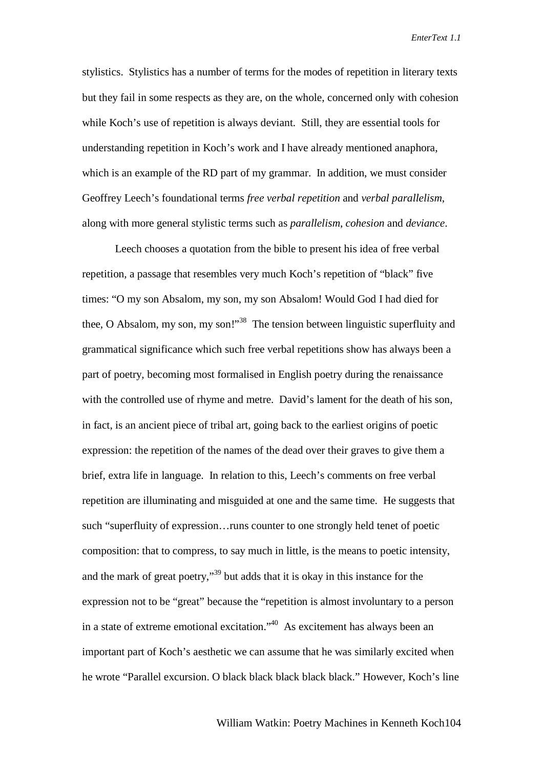stylistics. Stylistics has a number of terms for the modes of repetition in literary texts but they fail in some respects as they are, on the whole, concerned only with cohesion while Koch's use of repetition is always deviant. Still, they are essential tools for understanding repetition in Koch's work and I have already mentioned anaphora, which is an example of the RD part of my grammar. In addition, we must consider Geoffrey Leech's foundational terms *free verbal repetition* and *verbal parallelism*, along with more general stylistic terms such as *parallelism*, *cohesion* and *deviance*.

Leech chooses a quotation from the bible to present his idea of free verbal repetition, a passage that resembles very much Koch's repetition of "black" five times: "O my son Absalom, my son, my son Absalom! Would God I had died for thee, O Absalom, my son, my son!"[38] The tension between linguistic superfluity and grammatical significance which such free verbal repetitions show has always been a part of poetry, becoming most formalised in English poetry during the renaissance with the controlled use of rhyme and metre. David's lament for the death of his son, in fact, is an ancient piece of tribal art, going back to the earliest origins of poetic expression: the repetition of the names of the dead over their graves to give them a brief, extra life in language. In relation to this, Leech's comments on free verbal repetition are illuminating and misguided at one and the same time. He suggests that such "superfluity of expression…runs counter to one strongly held tenet of poetic composition: that to compress, to say much in little, is the means to poetic intensity, and the mark of great poetry,"[39] but adds that it is okay in this instance for the expression not to be "great" because the "repetition is almost involuntary to a person in a state of extreme emotional excitation."[40] As excitement has always been an important part of Koch's aesthetic we can assume that he was similarly excited when he wrote "Parallel excursion. O black black black black black." However, Koch's line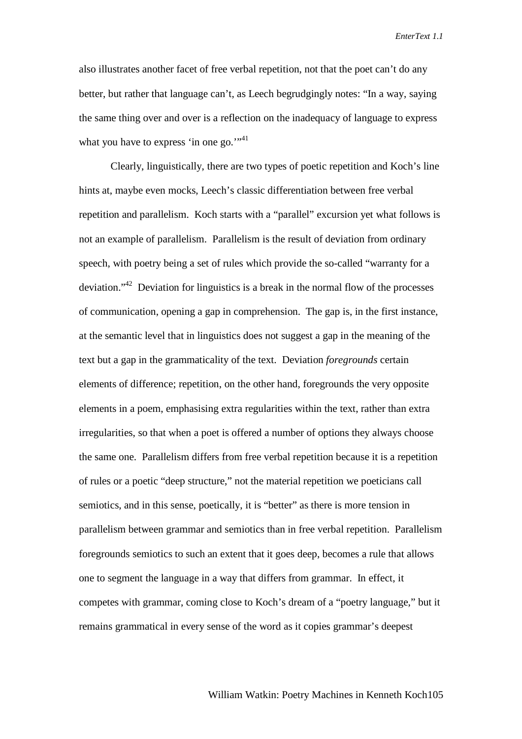also illustrates another facet of free verbal repetition, not that the poet can't do any better, but rather that language can't, as Leech begrudgingly notes: "In a way, saying the same thing over and over is a reflection on the inadequacy of language to express what you have to express 'in one go.'"[41]

Clearly, linguistically, there are two types of poetic repetition and Koch's line hints at, maybe even mocks, Leech's classic differentiation between free verbal repetition and parallelism. Koch starts with a "parallel" excursion yet what follows is not an example of parallelism. Parallelism is the result of deviation from ordinary speech, with poetry being a set of rules which provide the so-called "warranty for a deviation."[42] Deviation for linguistics is a break in the normal flow of the processes of communication, opening a gap in comprehension. The gap is, in the first instance, at the semantic level that in linguistics does not suggest a gap in the meaning of the text but a gap in the grammaticality of the text. Deviation *foregrounds* certain elements of difference; repetition, on the other hand, foregrounds the very opposite elements in a poem, emphasising extra regularities within the text, rather than extra irregularities, so that when a poet is offered a number of options they always choose the same one. Parallelism differs from free verbal repetition because it is a repetition of rules or a poetic "deep structure," not the material repetition we poeticians call semiotics, and in this sense, poetically, it is "better" as there is more tension in parallelism between grammar and semiotics than in free verbal repetition. Parallelism foregrounds semiotics to such an extent that it goes deep, becomes a rule that allows one to segment the language in a way that differs from grammar. In effect, it competes with grammar, coming close to Koch's dream of a "poetry language," but it remains grammatical in every sense of the word as it copies grammar's deepest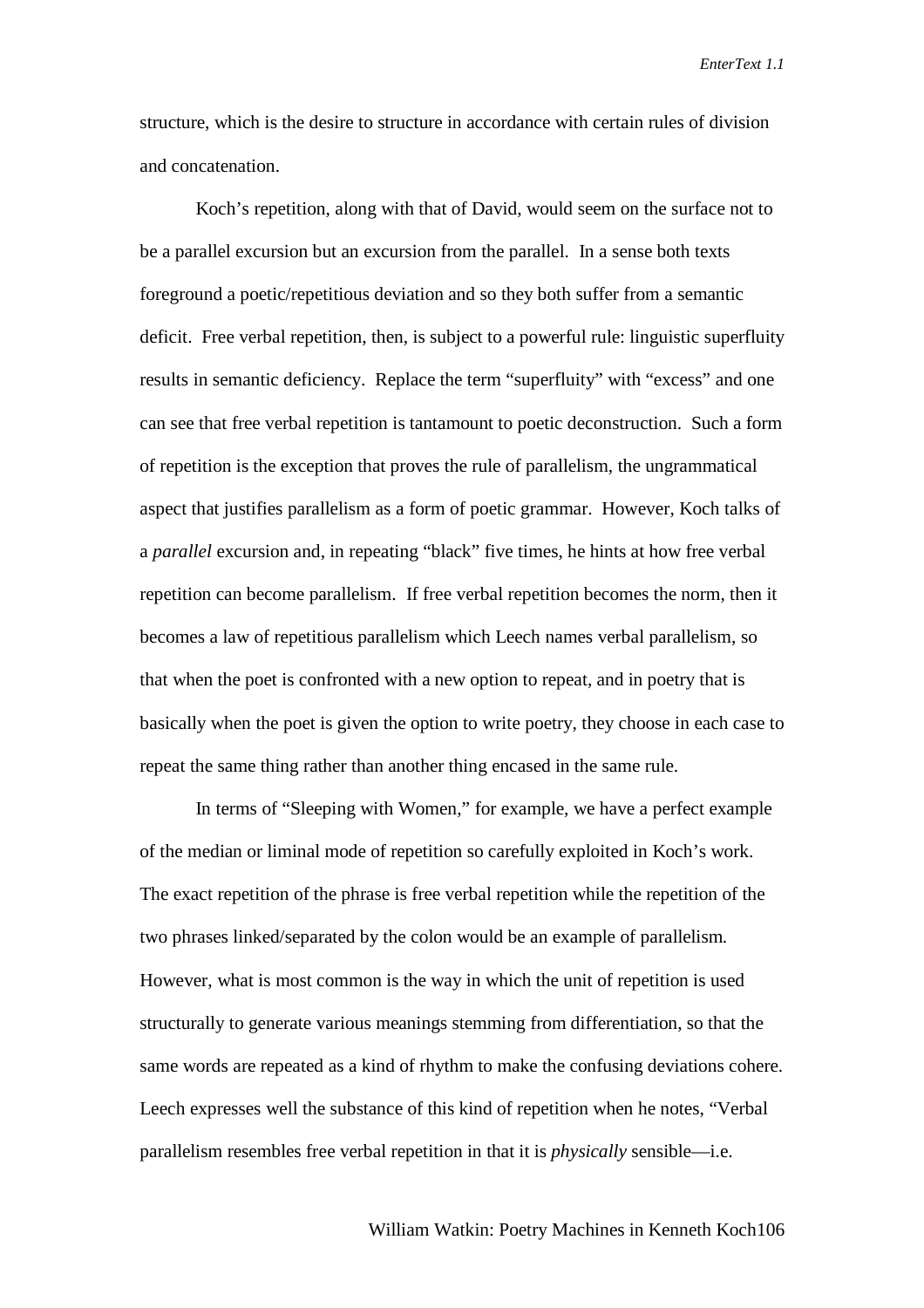structure, which is the desire to structure in accordance with certain rules of division and concatenation.

Koch's repetition, along with that of David, would seem on the surface not to be a parallel excursion but an excursion from the parallel. In a sense both texts foreground a poetic/repetitious deviation and so they both suffer from a semantic deficit. Free verbal repetition, then, is subject to a powerful rule: linguistic superfluity results in semantic deficiency. Replace the term "superfluity" with "excess" and one can see that free verbal repetition is tantamount to poetic deconstruction. Such a form of repetition is the exception that proves the rule of parallelism, the ungrammatical aspect that justifies parallelism as a form of poetic grammar. However, Koch talks of a *parallel* excursion and, in repeating "black" five times, he hints at how free verbal repetition can become parallelism. If free verbal repetition becomes the norm, then it becomes a law of repetitious parallelism which Leech names verbal parallelism, so that when the poet is confronted with a new option to repeat, and in poetry that is basically when the poet is given the option to write poetry, they choose in each case to repeat the same thing rather than another thing encased in the same rule.

In terms of "Sleeping with Women," for example, we have a perfect example of the median or liminal mode of repetition so carefully exploited in Koch's work. The exact repetition of the phrase is free verbal repetition while the repetition of the two phrases linked/separated by the colon would be an example of parallelism. However, what is most common is the way in which the unit of repetition is used structurally to generate various meanings stemming from differentiation, so that the same words are repeated as a kind of rhythm to make the confusing deviations cohere. Leech expresses well the substance of this kind of repetition when he notes, "Verbal parallelism resembles free verbal repetition in that it is *physically* sensible—i.e.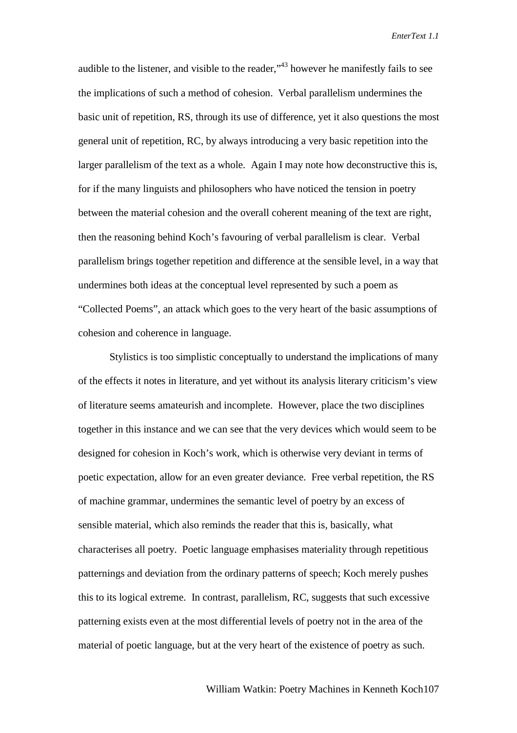audible to the listener, and visible to the reader,"[43] however he manifestly fails to see the implications of such a method of cohesion. Verbal parallelism undermines the basic unit of repetition, RS, through its use of difference, yet it also questions the most general unit of repetition, RC, by always introducing a very basic repetition into the larger parallelism of the text as a whole. Again I may note how deconstructive this is, for if the many linguists and philosophers who have noticed the tension in poetry between the material cohesion and the overall coherent meaning of the text are right, then the reasoning behind Koch's favouring of verbal parallelism is clear. Verbal parallelism brings together repetition and difference at the sensible level, in a way that undermines both ideas at the conceptual level represented by such a poem as "Collected Poems", an attack which goes to the very heart of the basic assumptions of cohesion and coherence in language.

Stylistics is too simplistic conceptually to understand the implications of many of the effects it notes in literature, and yet without its analysis literary criticism's view of literature seems amateurish and incomplete. However, place the two disciplines together in this instance and we can see that the very devices which would seem to be designed for cohesion in Koch's work, which is otherwise very deviant in terms of poetic expectation, allow for an even greater deviance. Free verbal repetition, the RS of machine grammar, undermines the semantic level of poetry by an excess of sensible material, which also reminds the reader that this is, basically, what characterises all poetry. Poetic language emphasises materiality through repetitious patternings and deviation from the ordinary patterns of speech; Koch merely pushes this to its logical extreme. In contrast, parallelism, RC, suggests that such excessive patterning exists even at the most differential levels of poetry not in the area of the material of poetic language, but at the very heart of the existence of poetry as such.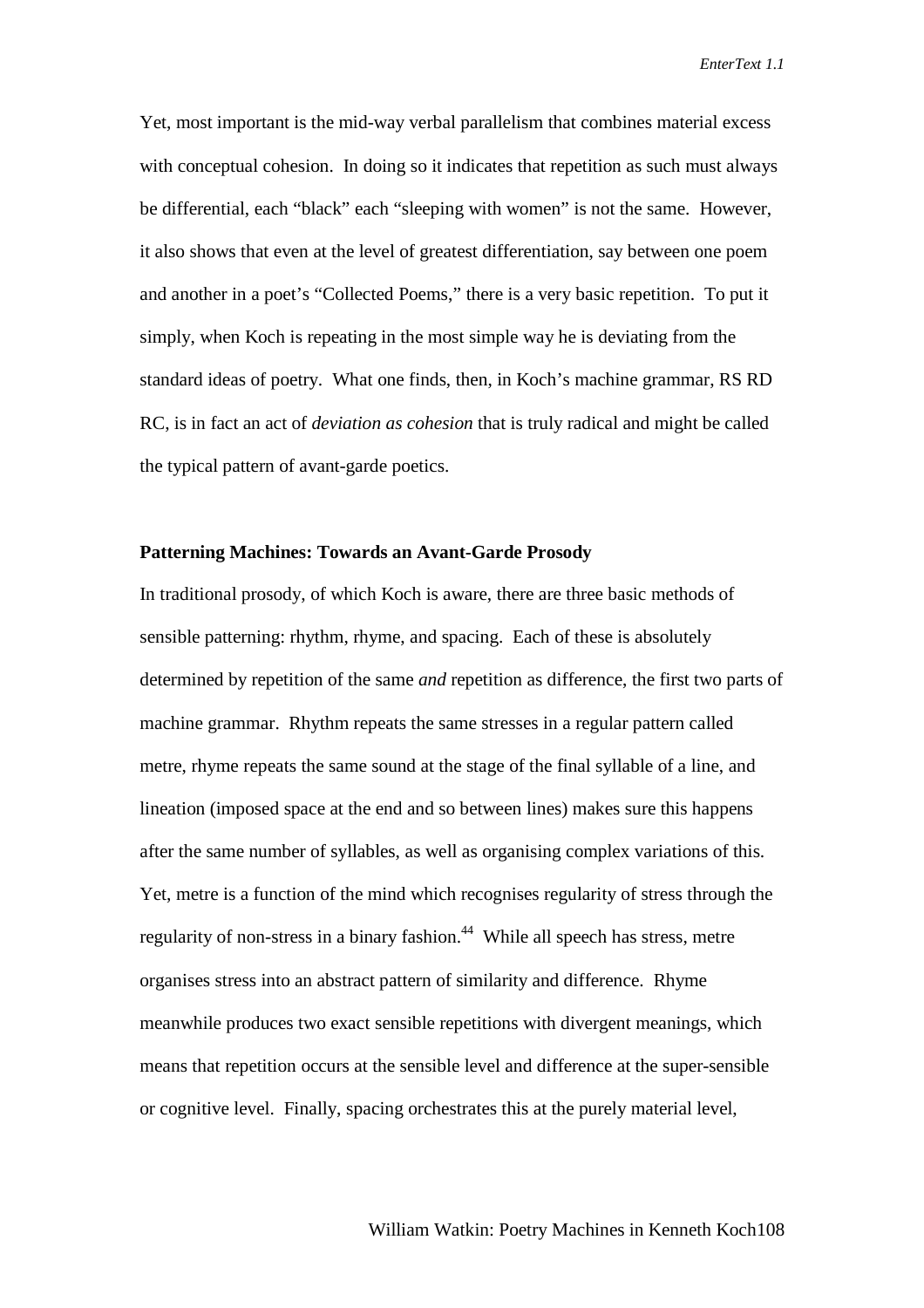Yet, most important is the mid-way verbal parallelism that combines material excess with conceptual cohesion. In doing so it indicates that repetition as such must always be differential, each "black" each "sleeping with women" is not the same. However, it also shows that even at the level of greatest differentiation, say between one poem and another in a poet's "Collected Poems," there is a very basic repetition. To put it simply, when Koch is repeating in the most simple way he is deviating from the standard ideas of poetry. What one finds, then, in Koch's machine grammar, RS RD RC, is in fact an act of *deviation as cohesion* that is truly radical and might be called the typical pattern of avant-garde poetics.

**Patterning Machines: Towards an Avant-Garde Prosody**

In traditional prosody, of which Koch is aware, there are three basic methods of sensible patterning: rhythm, rhyme, and spacing. Each of these is absolutely determined by repetition of the same *and* repetition as difference, the first two parts of machine grammar. Rhythm repeats the same stresses in a regular pattern called metre, rhyme repeats the same sound at the stage of the final syllable of a line, and lineation (imposed space at the end and so between lines) makes sure this happens after the same number of syllables, as well as organising complex variations of this. Yet, metre is a function of the mind which recognises regularity of stress through the regularity of non-stress in a binary fashion.[44] While all speech has stress, metre organises stress into an abstract pattern of similarity and difference. Rhyme meanwhile produces two exact sensible repetitions with divergent meanings, which means that repetition occurs at the sensible level and difference at the super-sensible or cognitive level. Finally, spacing orchestrates this at the purely material level,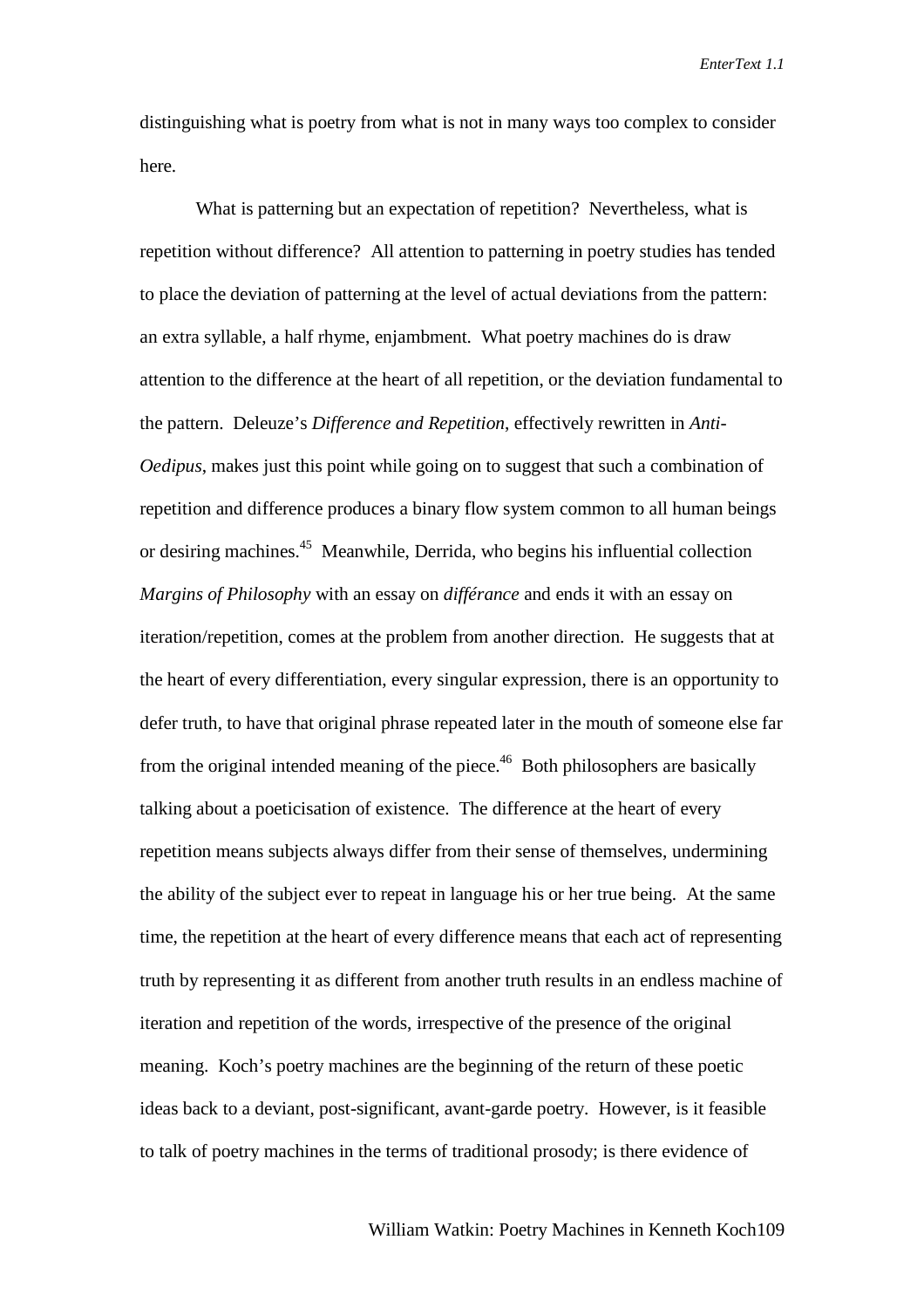distinguishing what is poetry from what is not in many ways too complex to consider here.

What is patterning but an expectation of repetition? Nevertheless, what is repetition without difference? All attention to patterning in poetry studies has tended to place the deviation of patterning at the level of actual deviations from the pattern: an extra syllable, a half rhyme, enjambment. What poetry machines do is draw attention to the difference at the heart of all repetition, or the deviation fundamental to the pattern. Deleuze's *Difference and Repetition*, effectively rewritten in *Anti-Oedipus*, makes just this point while going on to suggest that such a combination of repetition and difference produces a binary flow system common to all human beings or desiring machines.[45] Meanwhile, Derrida, who begins his influential collection *Margins of Philosophy* with an essay on *différance* and ends it with an essay on iteration/repetition, comes at the problem from another direction. He suggests that at the heart of every differentiation, every singular expression, there is an opportunity to defer truth, to have that original phrase repeated later in the mouth of someone else far from the original intended meaning of the piece.[46] Both philosophers are basically talking about a poeticisation of existence. The difference at the heart of every repetition means subjects always differ from their sense of themselves, undermining the ability of the subject ever to repeat in language his or her true being. At the same time, the repetition at the heart of every difference means that each act of representing truth by representing it as different from another truth results in an endless machine of iteration and repetition of the words, irrespective of the presence of the original meaning. Koch's poetry machines are the beginning of the return of these poetic ideas back to a deviant, post-significant, avant-garde poetry. However, is it feasible to talk of poetry machines in the terms of traditional prosody; is there evidence of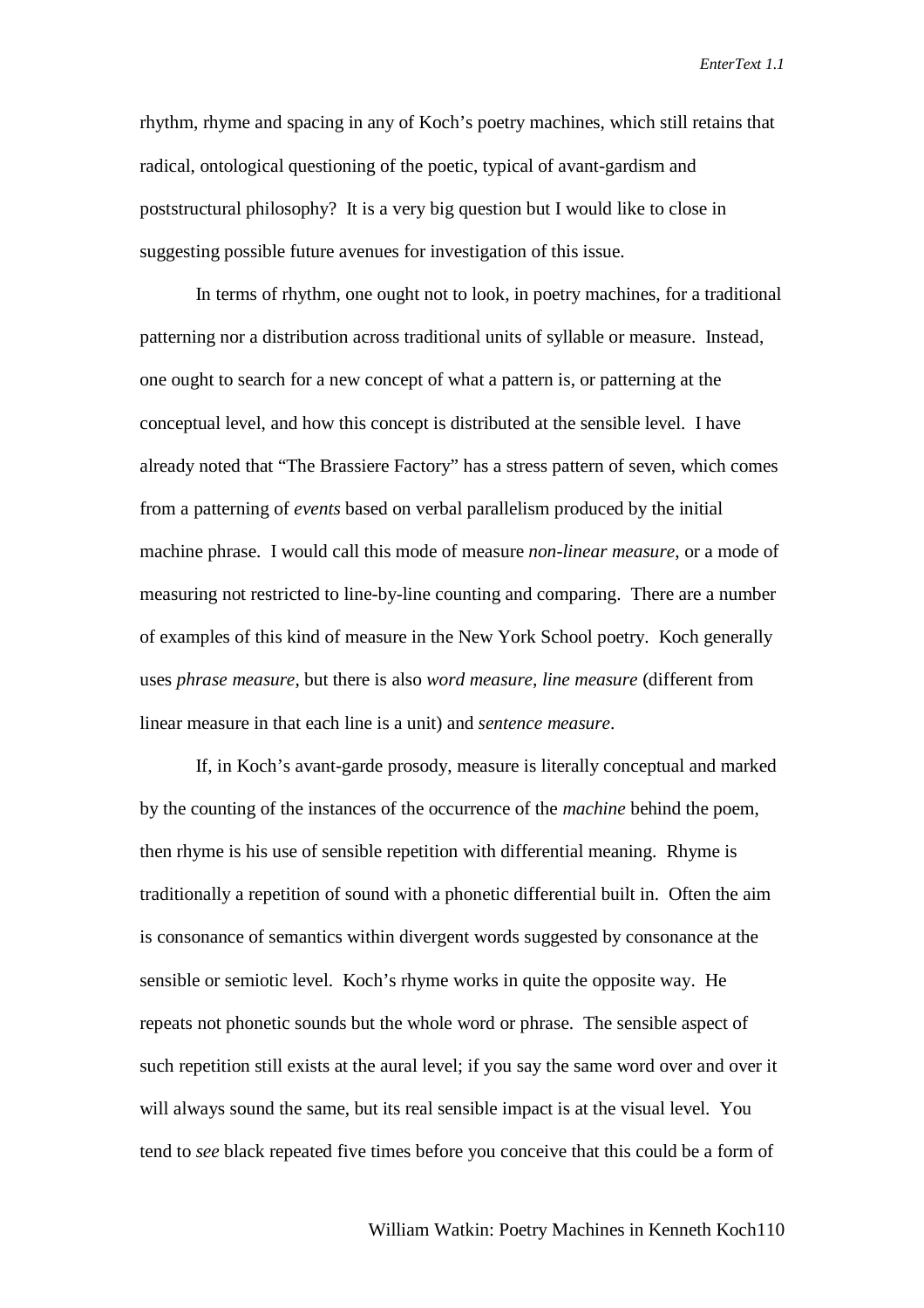rhythm, rhyme and spacing in any of Koch's poetry machines, which still retains that radical, ontological questioning of the poetic, typical of avant-gardism and poststructural philosophy? It is a very big question but I would like to close in suggesting possible future avenues for investigation of this issue.

In terms of rhythm, one ought not to look, in poetry machines, for a traditional patterning nor a distribution across traditional units of syllable or measure. Instead, one ought to search for a new concept of what a pattern is, or patterning at the conceptual level, and how this concept is distributed at the sensible level. I have already noted that "The Brassiere Factory" has a stress pattern of seven, which comes from a patterning of *events* based on verbal parallelism produced by the initial machine phrase. I would call this mode of measure *non-linear measure*, or a mode of measuring not restricted to line-by-line counting and comparing. There are a number of examples of this kind of measure in the New York School poetry. Koch generally uses *phrase measure*, but there is also *word measure*, *line measure* (different from linear measure in that each line is a unit) and *sentence measure*.

If, in Koch's avant-garde prosody, measure is literally conceptual and marked by the counting of the instances of the occurrence of the *machine* behind the poem, then rhyme is his use of sensible repetition with differential meaning. Rhyme is traditionally a repetition of sound with a phonetic differential built in. Often the aim is consonance of semantics within divergent words suggested by consonance at the sensible or semiotic level. Koch's rhyme works in quite the opposite way. He repeats not phonetic sounds but the whole word or phrase. The sensible aspect of such repetition still exists at the aural level; if you say the same word over and over it will always sound the same, but its real sensible impact is at the visual level. You tend to *see* black repeated five times before you conceive that this could be a form of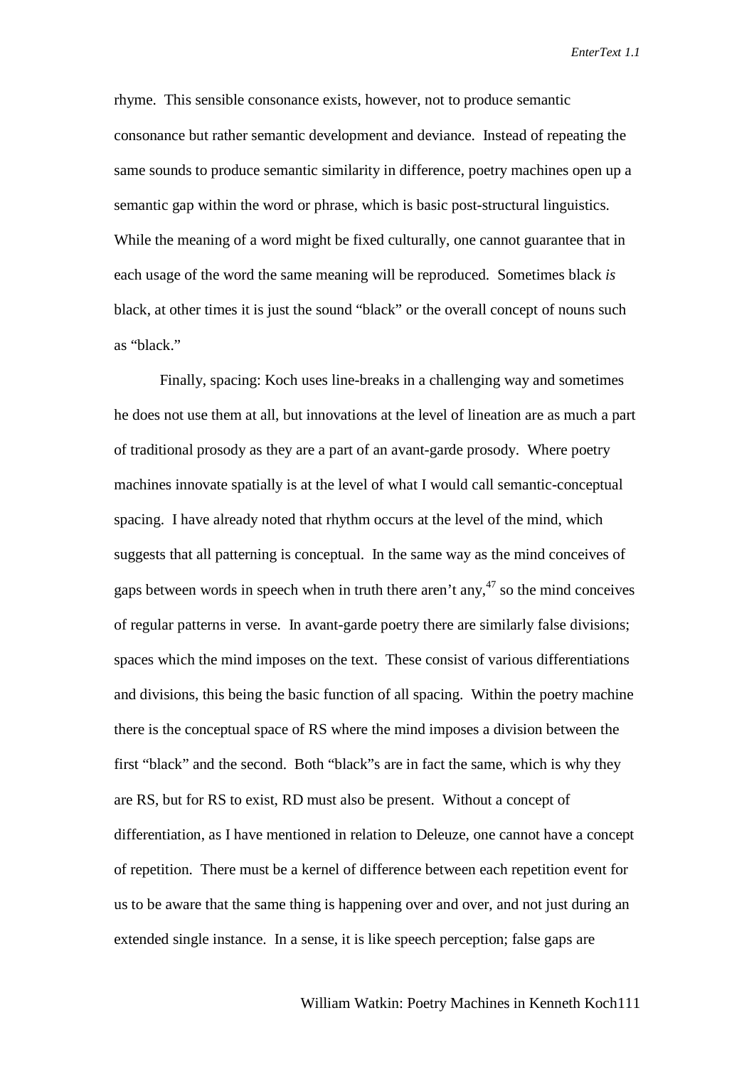rhyme. This sensible consonance exists, however, not to produce semantic consonance but rather semantic development and deviance. Instead of repeating the same sounds to produce semantic similarity in difference, poetry machines open up a semantic gap within the word or phrase, which is basic post-structural linguistics. While the meaning of a word might be fixed culturally, one cannot guarantee that in each usage of the word the same meaning will be reproduced. Sometimes black *is* black, at other times it is just the sound "black" or the overall concept of nouns such as "black."

Finally, spacing: Koch uses line-breaks in a challenging way and sometimes he does not use them at all, but innovations at the level of lineation are as much a part of traditional prosody as they are a part of an avant-garde prosody. Where poetry machines innovate spatially is at the level of what I would call semantic-conceptual spacing. I have already noted that rhythm occurs at the level of the mind, which suggests that all patterning is conceptual. In the same way as the mind conceives of gaps between words in speech when in truth there aren't any,[47] so the mind conceives of regular patterns in verse. In avant-garde poetry there are similarly false divisions; spaces which the mind imposes on the text. These consist of various differentiations and divisions, this being the basic function of all spacing. Within the poetry machine there is the conceptual space of RS where the mind imposes a division between the first "black" and the second. Both "black"s are in fact the same, which is why they are RS, but for RS to exist, RD must also be present. Without a concept of differentiation, as I have mentioned in relation to Deleuze, one cannot have a concept of repetition. There must be a kernel of difference between each repetition event for us to be aware that the same thing is happening over and over, and not just during an extended single instance. In a sense, it is like speech perception; false gaps are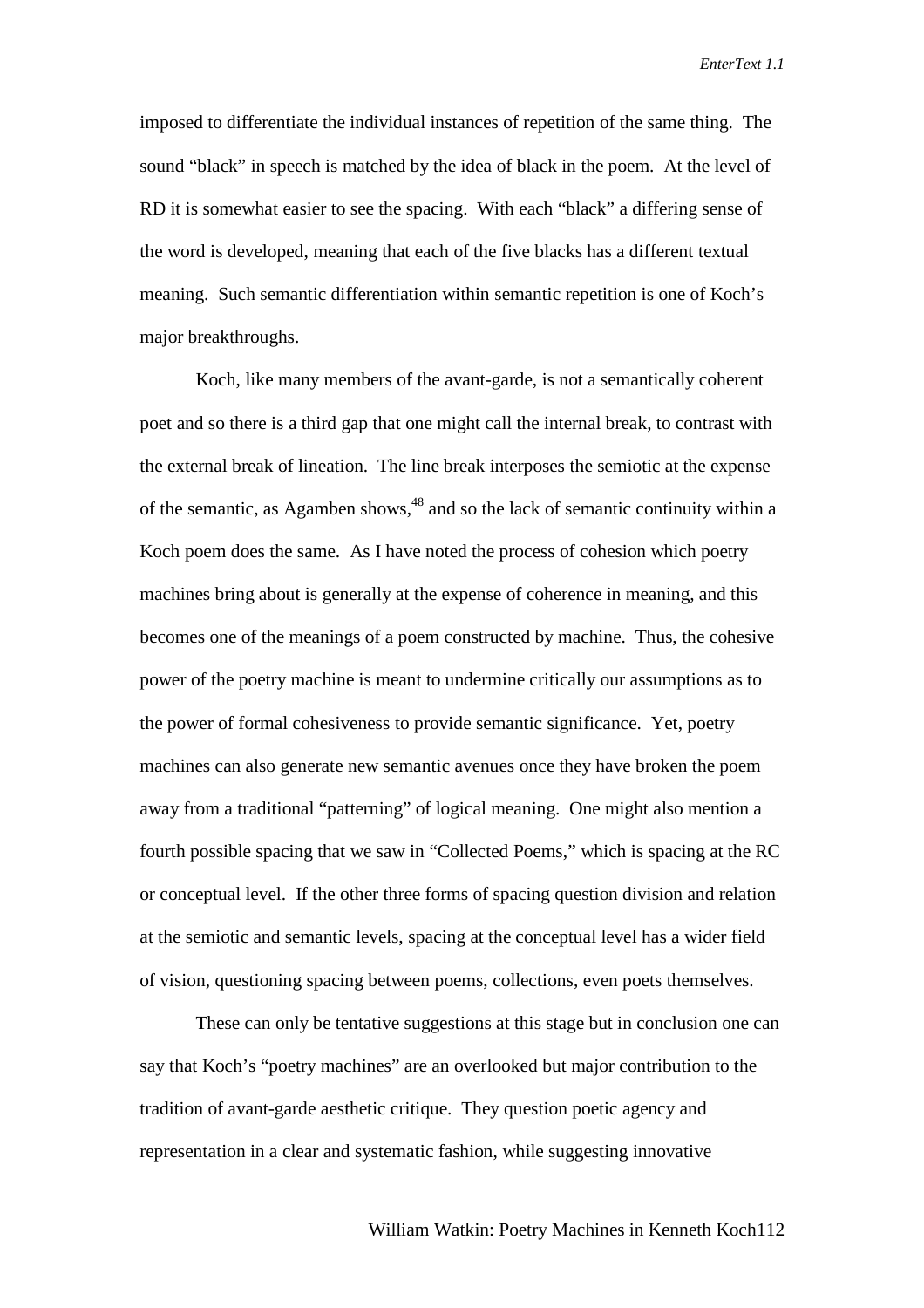imposed to differentiate the individual instances of repetition of the same thing. The sound "black" in speech is matched by the idea of black in the poem. At the level of RD it is somewhat easier to see the spacing. With each "black" a differing sense of the word is developed, meaning that each of the five blacks has a different textual meaning. Such semantic differentiation within semantic repetition is one of Koch's major breakthroughs.

Koch, like many members of the avant-garde, is not a semantically coherent poet and so there is a third gap that one might call the internal break, to contrast with the external break of lineation. The line break interposes the semiotic at the expense of the semantic, as Agamben shows,[48] and so the lack of semantic continuity within a Koch poem does the same. As I have noted the process of cohesion which poetry machines bring about is generally at the expense of coherence in meaning, and this becomes one of the meanings of a poem constructed by machine. Thus, the cohesive power of the poetry machine is meant to undermine critically our assumptions as to the power of formal cohesiveness to provide semantic significance. Yet, poetry machines can also generate new semantic avenues once they have broken the poem away from a traditional "patterning" of logical meaning. One might also mention a fourth possible spacing that we saw in "Collected Poems," which is spacing at the RC or conceptual level. If the other three forms of spacing question division and relation at the semiotic and semantic levels, spacing at the conceptual level has a wider field of vision, questioning spacing between poems, collections, even poets themselves.

These can only be tentative suggestions at this stage but in conclusion one can say that Koch's "poetry machines" are an overlooked but major contribution to the tradition of avant-garde aesthetic critique. They question poetic agency and representation in a clear and systematic fashion, while suggesting innovative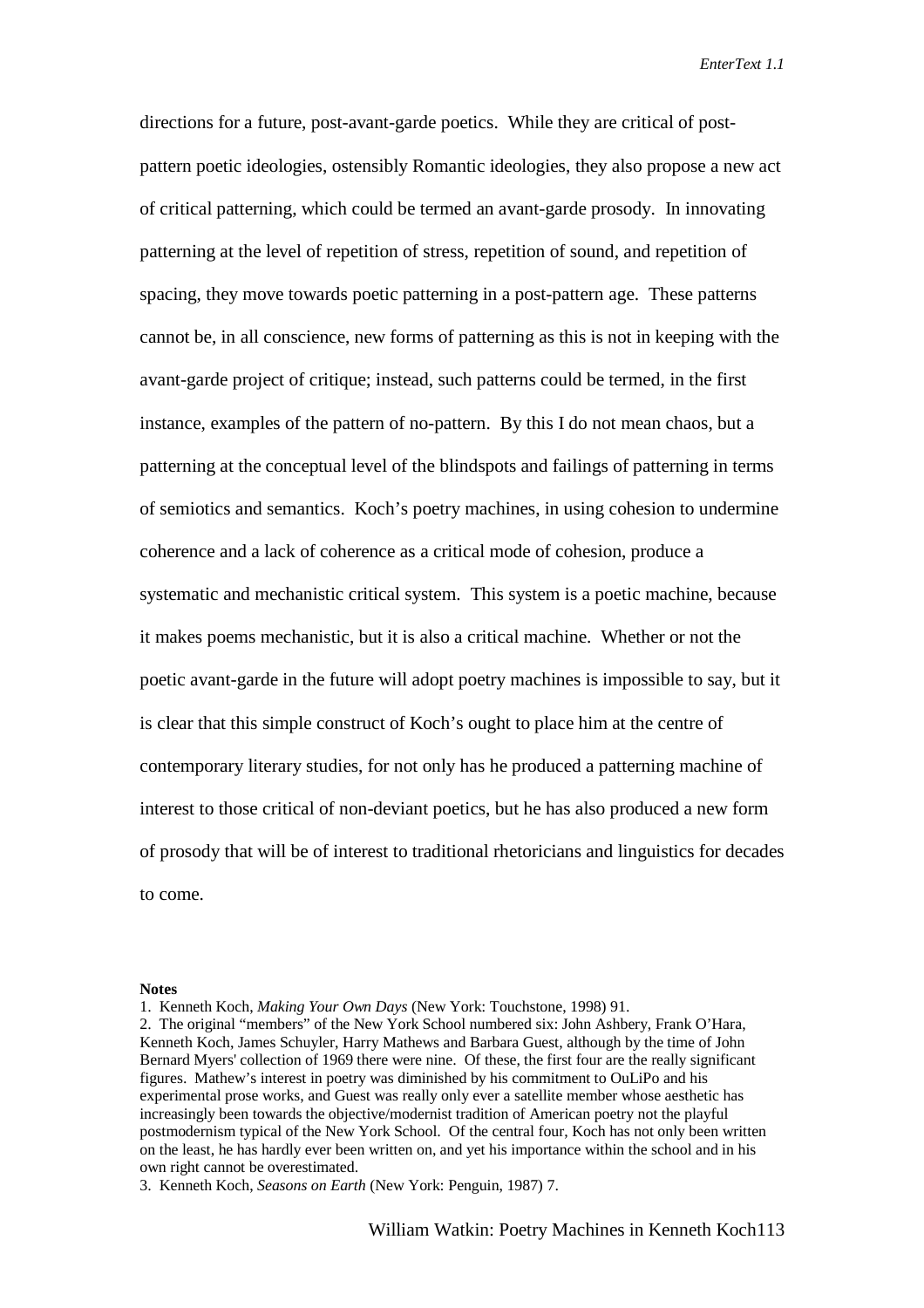directions for a future, post-avant-garde poetics. While they are critical of post-pattern poetic ideologies, ostensibly Romantic ideologies, they also propose a new act of critical patterning, which could be termed an avant-garde prosody. In innovating patterning at the level of repetition of stress, repetition of sound, and repetition of spacing, they move towards poetic patterning in a post-pattern age. These patterns cannot be, in all conscience, new forms of patterning as this is not in keeping with the avant-garde project of critique; instead, such patterns could be termed, in the first instance, examples of the pattern of no-pattern. By this I do not mean chaos, but a patterning at the conceptual level of the blindspots and failings of patterning in terms of semiotics and semantics. Koch's poetry machines, in using cohesion to undermine coherence and a lack of coherence as a critical mode of cohesion, produce a systematic and mechanistic critical system. This system is a poetic machine, because it makes poems mechanistic, but it is also a critical machine. Whether or not the poetic avant-garde in the future will adopt poetry machines is impossible to say, but it is clear that this simple construct of Koch's ought to place him at the centre of contemporary literary studies, for not only has he produced a patterning machine of interest to those critical of non-deviant poetics, but he has also produced a new form of prosody that will be of interest to traditional rhetoricians and linguistics for decades to come.

**Notes**

1. Kenneth Koch, *Making Your Own Days* (New York: Touchstone, 1998) 91.
2. The original "members" of the New York School numbered six: John Ashbery, Frank O'Hara, Kenneth Koch, James Schuyler, Harry Mathews and Barbara Guest, although by the time of John Bernard Myers' collection of 1969 there were nine. Of these, the first four are the really significant figures. Mathew's interest in poetry was diminished by his commitment to OuLiPo and his experimental prose works, and Guest was really only ever a satellite member whose aesthetic has increasingly been towards the objective/modernist tradition of American poetry not the playful postmodernism typical of the New York School. Of the central four, Koch has not only been written on the least, he has hardly ever been written on, and yet his importance within the school and in his own right cannot be overestimated.
3. Kenneth Koch, *Seasons on Earth* (New York: Penguin, 1987) 7.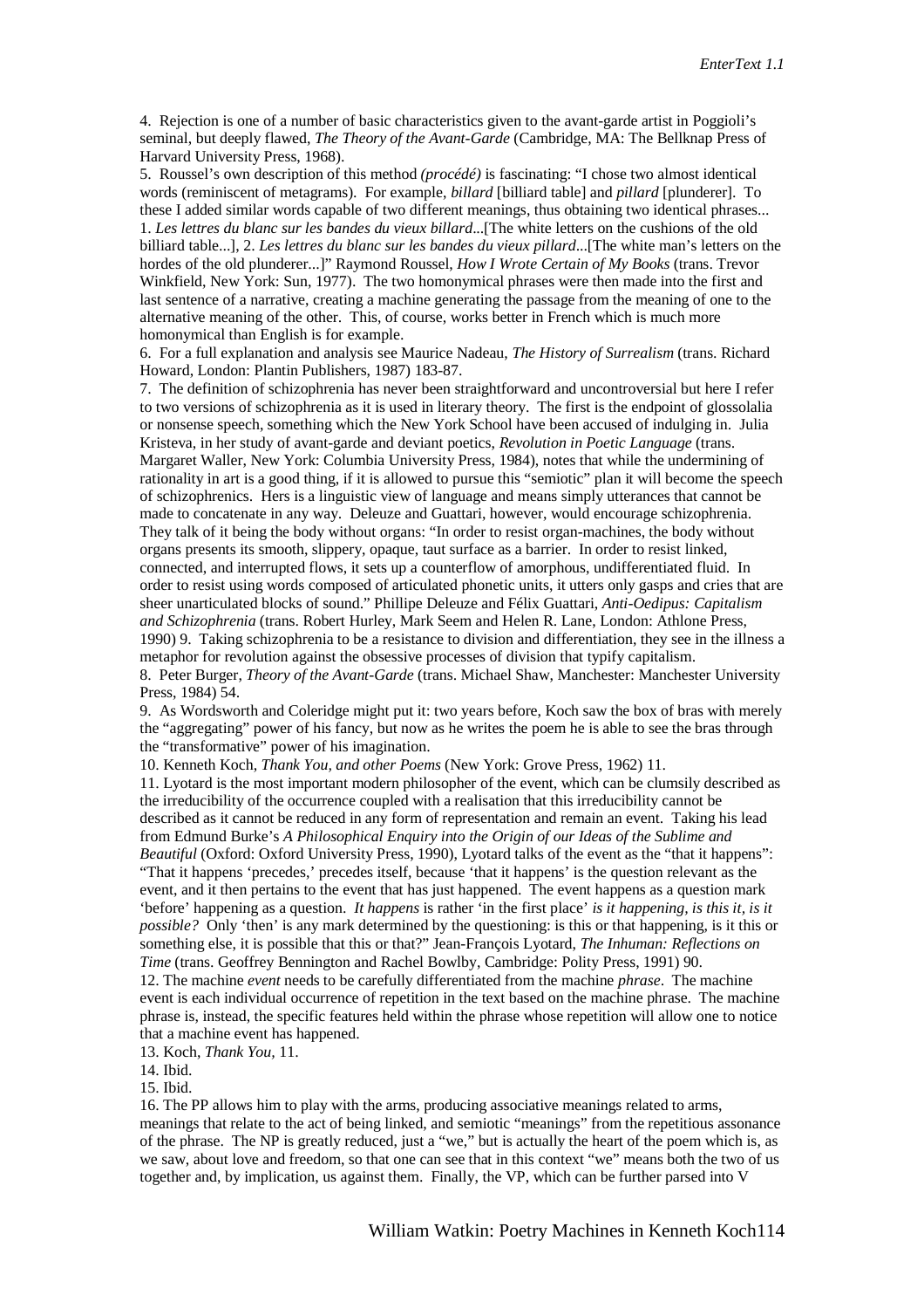4. Rejection is one of a number of basic characteristics given to the avant-garde artist in Poggioli's seminal, but deeply flawed, *The Theory of the Avant-Garde* (Cambridge, MA: The Bellknap Press of Harvard University Press, 1968).

5. Roussel's own description of this method *(procédé)* is fascinating: "I chose two almost identical words (reminiscent of metagrams). For example, *billard* [billiard table] and *pillard* [plunderer]. To these I added similar words capable of two different meanings, thus obtaining two identical phrases... 1. *Les lettres du blanc sur les bandes du vieux billard*...[The white letters on the cushions of the old billiard table...], 2. *Les lettres du blanc sur les bandes du vieux pillard*...[The white man's letters on the hordes of the old plunderer...]" Raymond Roussel, *How I Wrote Certain of My Books* (trans. Trevor Winkfield, New York: Sun, 1977). The two homonymical phrases were then made into the first and last sentence of a narrative, creating a machine generating the passage from the meaning of one to the alternative meaning of the other. This, of course, works better in French which is much more homonymical than English is for example.

6. For a full explanation and analysis see Maurice Nadeau, *The History of Surrealism* (trans. Richard Howard, London: Plantin Publishers, 1987) 183-87.

7. The definition of schizophrenia has never been straightforward and uncontroversial but here I refer to two versions of schizophrenia as it is used in literary theory. The first is the endpoint of glossolalia or nonsense speech, something which the New York School have been accused of indulging in. Julia Kristeva, in her study of avant-garde and deviant poetics, *Revolution in Poetic Language* (trans. Margaret Waller, New York: Columbia University Press, 1984), notes that while the undermining of rationality in art is a good thing, if it is allowed to pursue this "semiotic" plan it will become the speech of schizophrenics. Hers is a linguistic view of language and means simply utterances that cannot be made to concatenate in any way. Deleuze and Guattari, however, would encourage schizophrenia. They talk of it being the body without organs: "In order to resist organ-machines, the body without organs presents its smooth, slippery, opaque, taut surface as a barrier. In order to resist linked, connected, and interrupted flows, it sets up a counterflow of amorphous, undifferentiated fluid. In order to resist using words composed of articulated phonetic units, it utters only gasps and cries that are sheer unarticulated blocks of sound." Phillipe Deleuze and Félix Guattari, *Anti-Oedipus: Capitalism and Schizophrenia* (trans. Robert Hurley, Mark Seem and Helen R. Lane, London: Athlone Press, 1990) 9. Taking schizophrenia to be a resistance to division and differentiation, they see in the illness a metaphor for revolution against the obsessive processes of division that typify capitalism.

8. Peter Burger, *Theory of the Avant-Garde* (trans. Michael Shaw, Manchester: Manchester University Press, 1984) 54.

9. As Wordsworth and Coleridge might put it: two years before, Koch saw the box of bras with merely the "aggregating" power of his fancy, but now as he writes the poem he is able to see the bras through the "transformative" power of his imagination.

10. Kenneth Koch, *Thank You, and other Poems* (New York: Grove Press, 1962) 11.

11. Lyotard is the most important modern philosopher of the event, which can be clumsily described as the irreducibility of the occurrence coupled with a realisation that this irreducibility cannot be described as it cannot be reduced in any form of representation and remain an event. Taking his lead from Edmund Burke's *A Philosophical Enquiry into the Origin of our Ideas of the Sublime and Beautiful* (Oxford: Oxford University Press, 1990), Lyotard talks of the event as the "that it happens": "That it happens 'precedes,' precedes itself, because 'that it happens' is the question relevant as the event, and it then pertains to the event that has just happened. The event happens as a question mark 'before' happening as a question. *It happens* is rather 'in the first place' *is it happening, is this it, is it possible?* Only 'then' is any mark determined by the questioning: is this or that happening, is it this or something else, it is possible that this or that?" Jean-François Lyotard, *The Inhuman: Reflections on Time* (trans. Geoffrey Bennington and Rachel Bowlby, Cambridge: Polity Press, 1991) 90.

12. The machine *event* needs to be carefully differentiated from the machine *phrase*. The machine event is each individual occurrence of repetition in the text based on the machine phrase. The machine phrase is, instead, the specific features held within the phrase whose repetition will allow one to notice that a machine event has happened.

13. Koch, *Thank You,* 11.

14. Ibid.

15. Ibid.

16. The PP allows him to play with the arms, producing associative meanings related to arms, meanings that relate to the act of being linked, and semiotic "meanings" from the repetitious assonance of the phrase. The NP is greatly reduced, just a "we," but is actually the heart of the poem which is, as we saw, about love and freedom, so that one can see that in this context "we" means both the two of us together and, by implication, us against them. Finally, the VP, which can be further parsed into V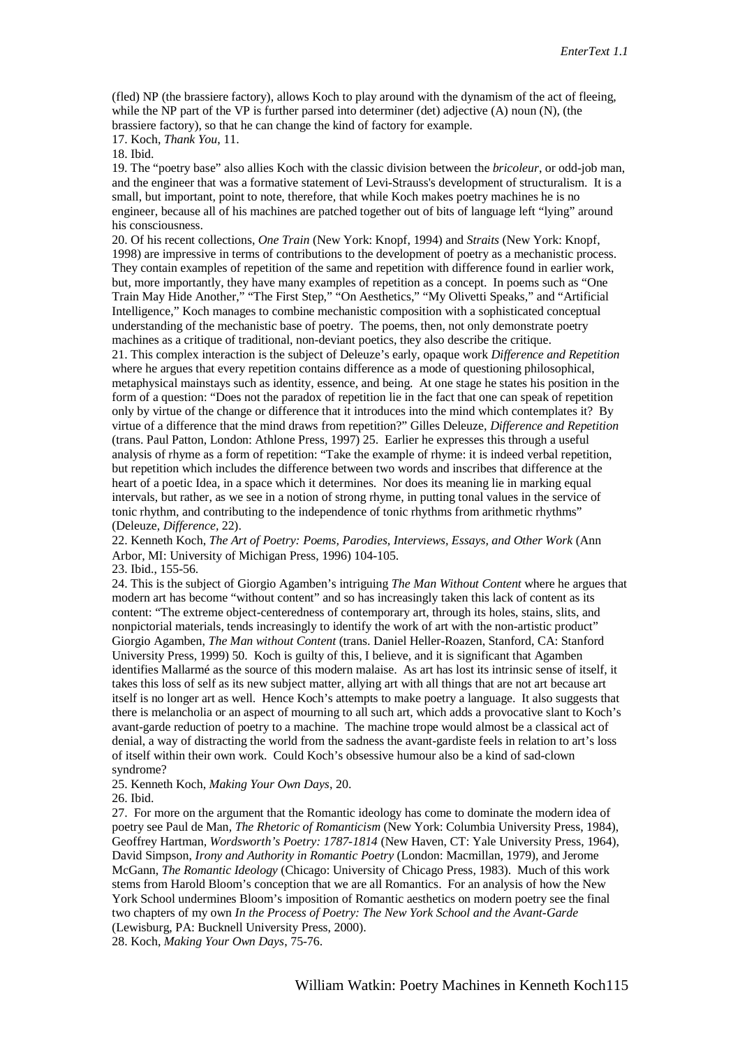(fled) NP (the brassiere factory), allows Koch to play around with the dynamism of the act of fleeing, while the NP part of the VP is further parsed into determiner (det) adjective (A) noun (N), (the brassiere factory), so that he can change the kind of factory for example.

17. Koch, *Thank You*, 11.

18. Ibid.

19. The "poetry base" also allies Koch with the classic division between the *bricoleur*, or odd-job man, and the engineer that was a formative statement of Levi-Strauss's development of structuralism. It is a small, but important, point to note, therefore, that while Koch makes poetry machines he is no engineer, because all of his machines are patched together out of bits of language left "lying" around his consciousness.

20. Of his recent collections, *One Train* (New York: Knopf, 1994) and *Straits* (New York: Knopf, 1998) are impressive in terms of contributions to the development of poetry as a mechanistic process. They contain examples of repetition of the same and repetition with difference found in earlier work, but, more importantly, they have many examples of repetition as a concept. In poems such as "One Train May Hide Another," "The First Step," "On Aesthetics," "My Olivetti Speaks," and "Artificial Intelligence," Koch manages to combine mechanistic composition with a sophisticated conceptual understanding of the mechanistic base of poetry. The poems, then, not only demonstrate poetry machines as a critique of traditional, non-deviant poetics, they also describe the critique.

21. This complex interaction is the subject of Deleuze's early, opaque work *Difference and Repetition* where he argues that every repetition contains difference as a mode of questioning philosophical, metaphysical mainstays such as identity, essence, and being. At one stage he states his position in the form of a question: "Does not the paradox of repetition lie in the fact that one can speak of repetition only by virtue of the change or difference that it introduces into the mind which contemplates it? By virtue of a difference that the mind draws from repetition?" Gilles Deleuze, *Difference and Repetition* (trans. Paul Patton, London: Athlone Press, 1997) 25. Earlier he expresses this through a useful analysis of rhyme as a form of repetition: "Take the example of rhyme: it is indeed verbal repetition, but repetition which includes the difference between two words and inscribes that difference at the heart of a poetic Idea, in a space which it determines. Nor does its meaning lie in marking equal intervals, but rather, as we see in a notion of strong rhyme, in putting tonal values in the service of tonic rhythm, and contributing to the independence of tonic rhythms from arithmetic rhythms" (Deleuze, *Difference*, 22).

22. Kenneth Koch, *The Art of Poetry: Poems, Parodies, Interviews, Essays, and Other Work* (Ann Arbor, MI: University of Michigan Press, 1996) 104-105.

23. Ibid., 155-56.

24. This is the subject of Giorgio Agamben's intriguing *The Man Without Content* where he argues that modern art has become "without content" and so has increasingly taken this lack of content as its content: "The extreme object-centeredness of contemporary art, through its holes, stains, slits, and nonpictorial materials, tends increasingly to identify the work of art with the non-artistic product" Giorgio Agamben, *The Man without Content* (trans. Daniel Heller-Roazen, Stanford, CA: Stanford University Press, 1999) 50. Koch is guilty of this, I believe, and it is significant that Agamben identifies Mallarmé as the source of this modern malaise. As art has lost its intrinsic sense of itself, it takes this loss of self as its new subject matter, allying art with all things that are not art because art itself is no longer art as well. Hence Koch's attempts to make poetry a language. It also suggests that there is melancholia or an aspect of mourning to all such art, which adds a provocative slant to Koch's avant-garde reduction of poetry to a machine. The machine trope would almost be a classical act of denial, a way of distracting the world from the sadness the avant-gardiste feels in relation to art's loss of itself within their own work. Could Koch's obsessive humour also be a kind of sad-clown syndrome?

25. Kenneth Koch, *Making Your Own Days*, 20.

26. Ibid.

27. For more on the argument that the Romantic ideology has come to dominate the modern idea of poetry see Paul de Man, *The Rhetoric of Romanticism* (New York: Columbia University Press, 1984), Geoffrey Hartman, *Wordsworth's Poetry: 1787-1814* (New Haven, CT: Yale University Press, 1964), David Simpson, *Irony and Authority in Romantic Poetry* (London: Macmillan, 1979), and Jerome McGann, *The Romantic Ideology* (Chicago: University of Chicago Press, 1983). Much of this work stems from Harold Bloom's conception that we are all Romantics. For an analysis of how the New York School undermines Bloom's imposition of Romantic aesthetics on modern poetry see the final two chapters of my own *In the Process of Poetry: The New York School and the Avant-Garde* (Lewisburg, PA: Bucknell University Press, 2000).

28. Koch, *Making Your Own Days*, 75-76.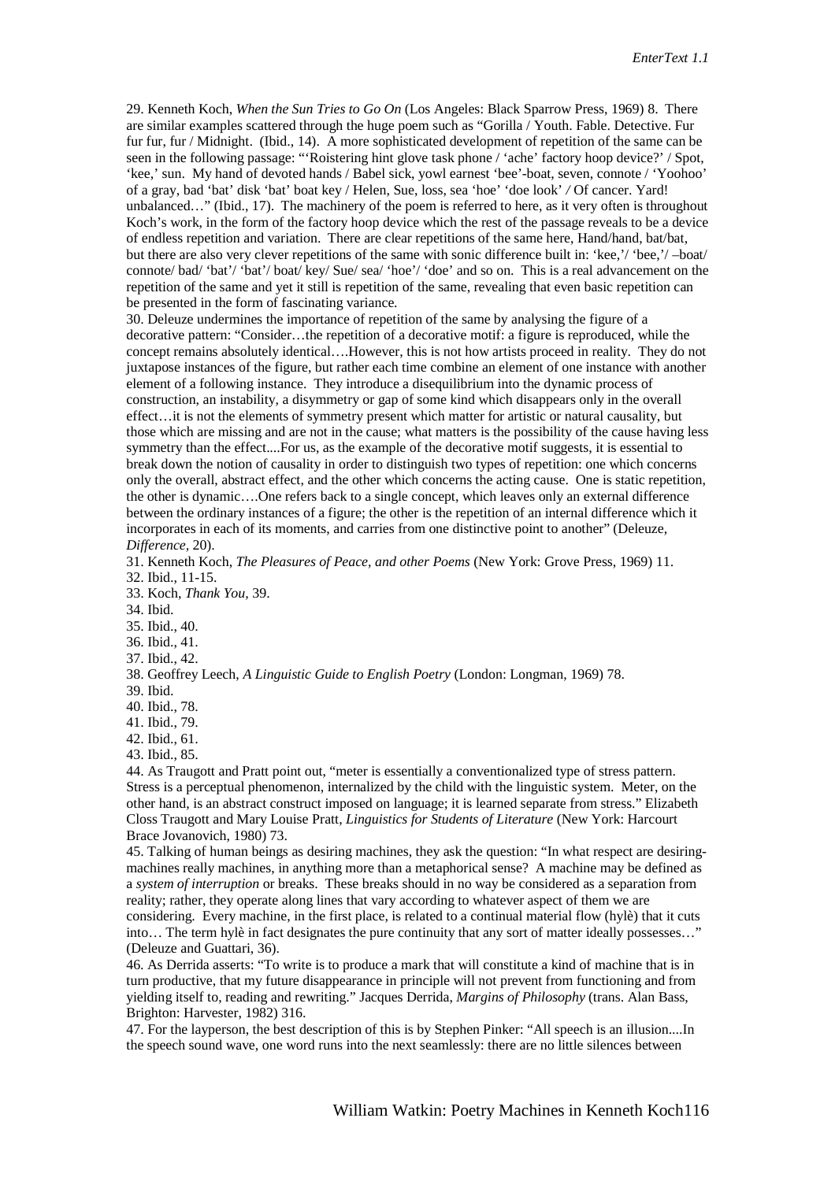29. Kenneth Koch, *When the Sun Tries to Go On* (Los Angeles: Black Sparrow Press, 1969) 8. There are similar examples scattered through the huge poem such as "Gorilla / Youth. Fable. Detective. Fur fur fur, fur / Midnight. (Ibid., 14). A more sophisticated development of repetition of the same can be seen in the following passage: "'Roistering hint glove task phone / 'ache' factory hoop device?' / Spot, 'kee,' sun. My hand of devoted hands / Babel sick, yowl earnest 'bee'-boat, seven, connote / 'Yoohoo' of a gray, bad 'bat' disk 'bat' boat key / Helen, Sue, loss, sea 'hoe' 'doe look' / Of cancer. Yard! unbalanced…" (Ibid., 17). The machinery of the poem is referred to here, as it very often is throughout Koch's work, in the form of the factory hoop device which the rest of the passage reveals to be a device of endless repetition and variation. There are clear repetitions of the same here, Hand/hand, bat/bat, but there are also very clever repetitions of the same with sonic difference built in: 'kee,'/ 'bee,'/ –boat/ connote/ bad/ 'bat'/ 'bat'/ boat/ key/ Sue/ sea/ 'hoe'/ 'doe' and so on. This is a real advancement on the repetition of the same and yet it still is repetition of the same, revealing that even basic repetition can be presented in the form of fascinating variance.

30. Deleuze undermines the importance of repetition of the same by analysing the figure of a decorative pattern: "Consider…the repetition of a decorative motif: a figure is reproduced, while the concept remains absolutely identical….However, this is not how artists proceed in reality. They do not juxtapose instances of the figure, but rather each time combine an element of one instance with another element of a following instance. They introduce a disequilibrium into the dynamic process of construction, an instability, a disymmetry or gap of some kind which disappears only in the overall effect…it is not the elements of symmetry present which matter for artistic or natural causality, but those which are missing and are not in the cause; what matters is the possibility of the cause having less symmetry than the effect....For us, as the example of the decorative motif suggests, it is essential to break down the notion of causality in order to distinguish two types of repetition: one which concerns only the overall, abstract effect, and the other which concerns the acting cause. One is static repetition, the other is dynamic….One refers back to a single concept, which leaves only an external difference between the ordinary instances of a figure; the other is the repetition of an internal difference which it incorporates in each of its moments, and carries from one distinctive point to another" (Deleuze, *Difference*, 20).

31. Kenneth Koch, *The Pleasures of Peace, and other Poems* (New York: Grove Press, 1969) 11.

32. Ibid., 11-15.

33. Koch, *Thank You*, 39.

34. Ibid.

35. Ibid., 40.

36. Ibid., 41.

37. Ibid., 42.

38. Geoffrey Leech, *A Linguistic Guide to English Poetry* (London: Longman, 1969) 78.

39. Ibid.

40. Ibid., 78.

41. Ibid., 79.

42. Ibid., 61.

43. Ibid., 85.

44. As Traugott and Pratt point out, "meter is essentially a conventionalized type of stress pattern. Stress is a perceptual phenomenon, internalized by the child with the linguistic system. Meter, on the other hand, is an abstract construct imposed on language; it is learned separate from stress." Elizabeth Closs Traugott and Mary Louise Pratt, *Linguistics for Students of Literature* (New York: Harcourt Brace Jovanovich, 1980) 73.

45. Talking of human beings as desiring machines, they ask the question: "In what respect are desiring-machines really machines, in anything more than a metaphorical sense? A machine may be defined as a *system of interruption* or breaks. These breaks should in no way be considered as a separation from reality; rather, they operate along lines that vary according to whatever aspect of them we are considering. Every machine, in the first place, is related to a continual material flow (hylè) that it cuts into… The term hylè in fact designates the pure continuity that any sort of matter ideally possesses…" (Deleuze and Guattari, 36).

46. As Derrida asserts: "To write is to produce a mark that will constitute a kind of machine that is in turn productive, that my future disappearance in principle will not prevent from functioning and from yielding itself to, reading and rewriting." Jacques Derrida, *Margins of Philosophy* (trans. Alan Bass, Brighton: Harvester, 1982) 316.

47. For the layperson, the best description of this is by Stephen Pinker: "All speech is an illusion....In the speech sound wave, one word runs into the next seamlessly: there are no little silences between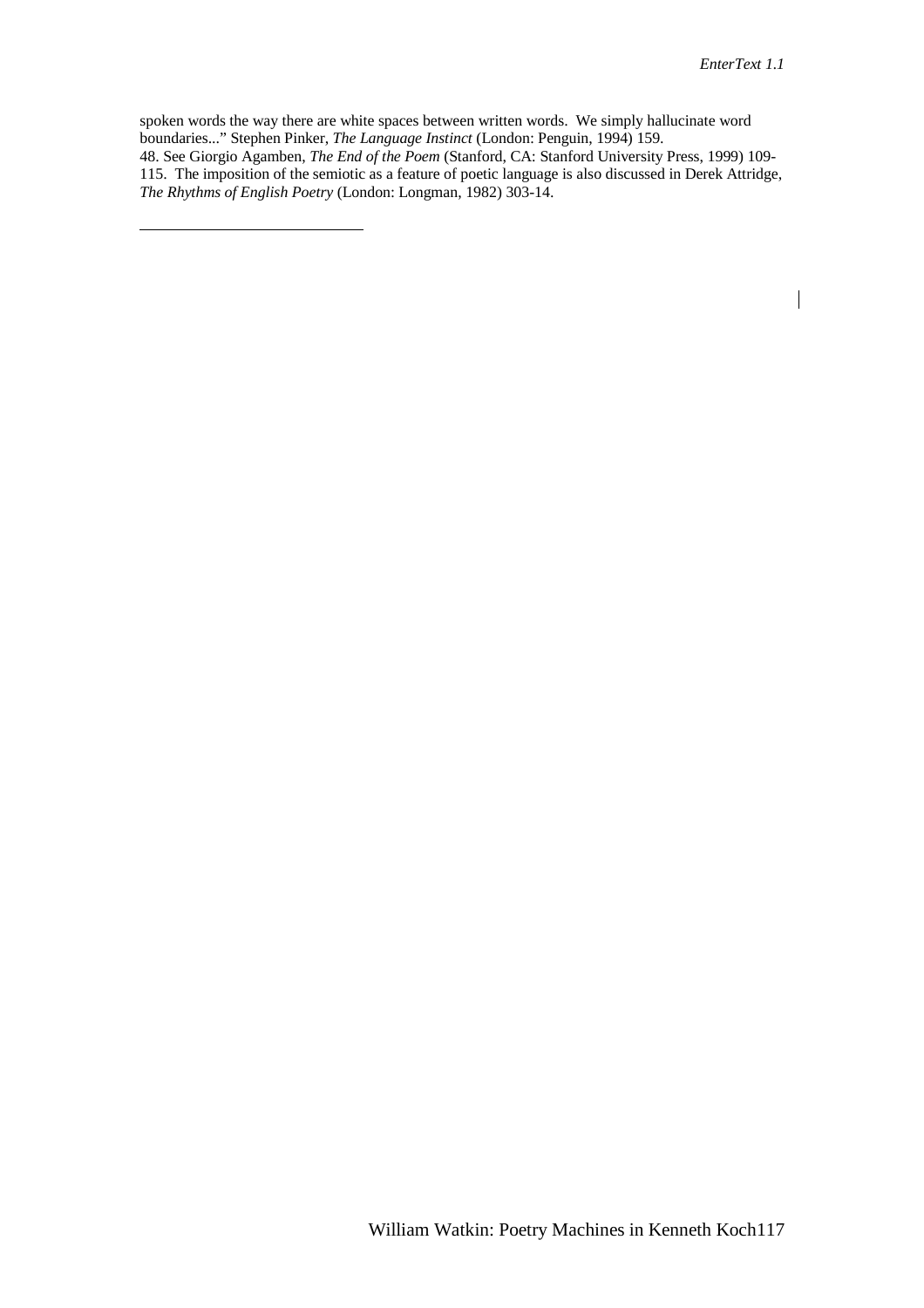spoken words the way there are white spaces between written words. We simply hallucinate word boundaries..." Stephen Pinker, *The Language Instinct* (London: Penguin, 1994) 159.

48. See Giorgio Agamben, *The End of the Poem* (Stanford, CA: Stanford University Press, 1999) 109-115. The imposition of the semiotic as a feature of poetic language is also discussed in Derek Attridge, *The Rhythms of English Poetry* (London: Longman, 1982) 303-14.